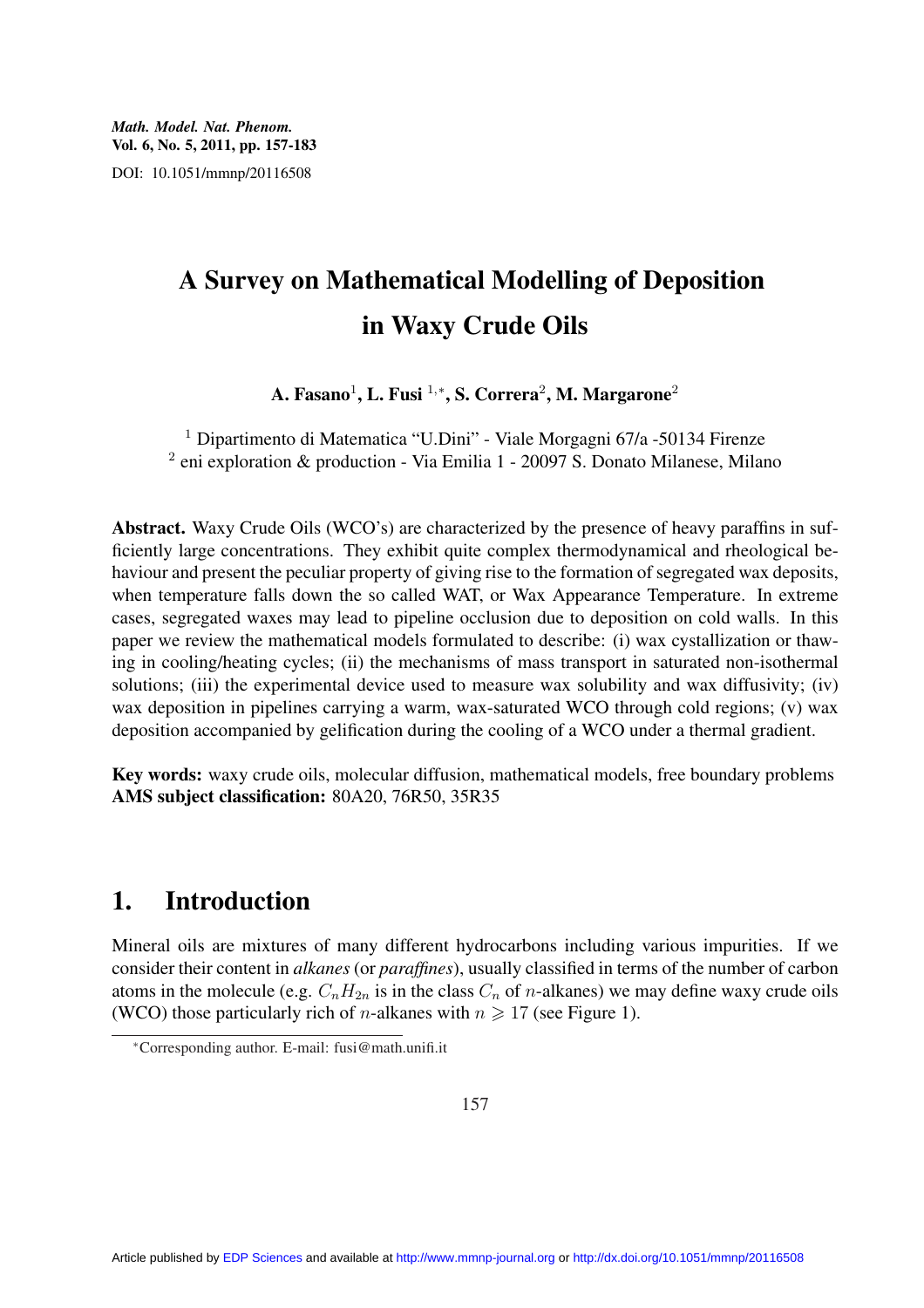# A Survey on Mathematical Modelling of Deposition in Waxy Crude Oils

**A. Fasano**[1], **L. Fusi** [1,*], **S. Correra**[2], **M. Margarone**[2]

[1] Dipartimento di Matematica "U.Dini" - Viale Morgagni 67/a -50134 Firenze
[2] eni exploration & production - Via Emilia 1 - 20097 S. Donato Milanese, Milano

**Abstract.** Waxy Crude Oils (WCO's) are characterized by the presence of heavy paraffins in sufficiently large concentrations. They exhibit quite complex thermodynamical and rheological behaviour and present the peculiar property of giving rise to the formation of segregated wax deposits, when temperature falls down the so called WAT, or Wax Appearance Temperature. In extreme cases, segregated waxes may lead to pipeline occlusion due to deposition on cold walls. In this paper we review the mathematical models formulated to describe: (i) wax cystallization or thawing in cooling/heating cycles; (ii) the mechanisms of mass transport in saturated non-isothermal solutions; (iii) the experimental device used to measure wax solubility and wax diffusivity; (iv) wax deposition in pipelines carrying a warm, wax-saturated WCO through cold regions; (v) wax deposition accompanied by gelification during the cooling of a WCO under a thermal gradient.

**Key words:** waxy crude oils, molecular diffusion, mathematical models, free boundary problems
**AMS subject classification:** 80A20, 76R50, 35R35

## 1. Introduction

Mineral oils are mixtures of many different hydrocarbons including various impurities. If we consider their content in *alkanes* (or *paraffines*), usually classified in terms of the number of carbon atoms in the molecule (e.g. $C_nH_{2n}$ is in the class $C_n$ of $n$-alkanes) we may define waxy crude oils (WCO) those particularly rich of $n$-alkanes with $n \geqslant 17$ (see Figure 1).

*Corresponding author. E-mail: fusi@math.unifi.it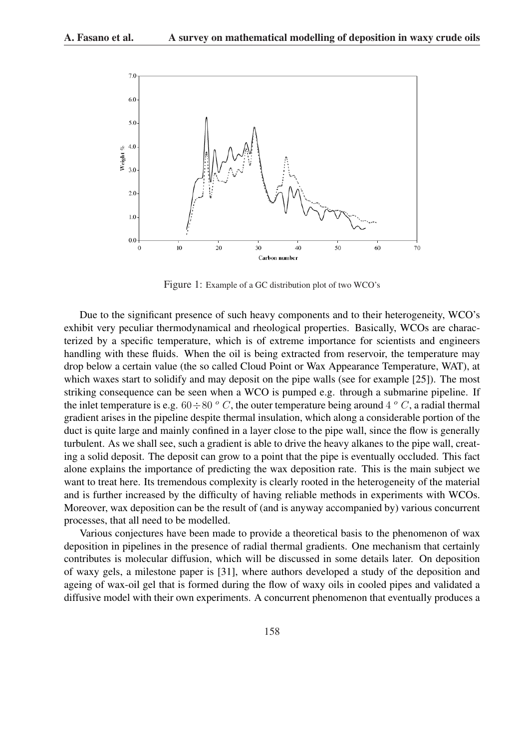Figure 1: Example of a GC distribution plot of two WCO's

Due to the significant presence of such heavy components and to their heterogeneity, WCO's exhibit very peculiar thermodynamical and rheological properties. Basically, WCOs are characterized by a specific temperature, which is of extreme importance for scientists and engineers handling with these fluids. When the oil is being extracted from reservoir, the temperature may drop below a certain value (the so called Cloud Point or Wax Appearance Temperature, WAT), at which waxes start to solidify and may deposit on the pipe walls (see for example [25]). The most striking consequence can be seen when a WCO is pumped e.g. through a submarine pipeline. If the inlet temperature is e.g. $60 \div 80\ ^{o}C$, the outer temperature being around $4\ ^{o}C$, a radial thermal gradient arises in the pipeline despite thermal insulation, which along a considerable portion of the duct is quite large and mainly confined in a layer close to the pipe wall, since the flow is generally turbulent. As we shall see, such a gradient is able to drive the heavy alkanes to the pipe wall, creating a solid deposit. The deposit can grow to a point that the pipe is eventually occluded. This fact alone explains the importance of predicting the wax deposition rate. This is the main subject we want to treat here. Its tremendous complexity is clearly rooted in the heterogeneity of the material and is further increased by the difficulty of having reliable methods in experiments with WCOs. Moreover, wax deposition can be the result of (and is anyway accompanied by) various concurrent processes, that all need to be modelled.

Various conjectures have been made to provide a theoretical basis to the phenomenon of wax deposition in pipelines in the presence of radial thermal gradients. One mechanism that certainly contributes is molecular diffusion, which will be discussed in some details later. On deposition of waxy gels, a milestone paper is [31], where authors developed a study of the deposition and ageing of wax-oil gel that is formed during the flow of waxy oils in cooled pipes and validated a diffusive model with their own experiments. A concurrent phenomenon that eventually produces a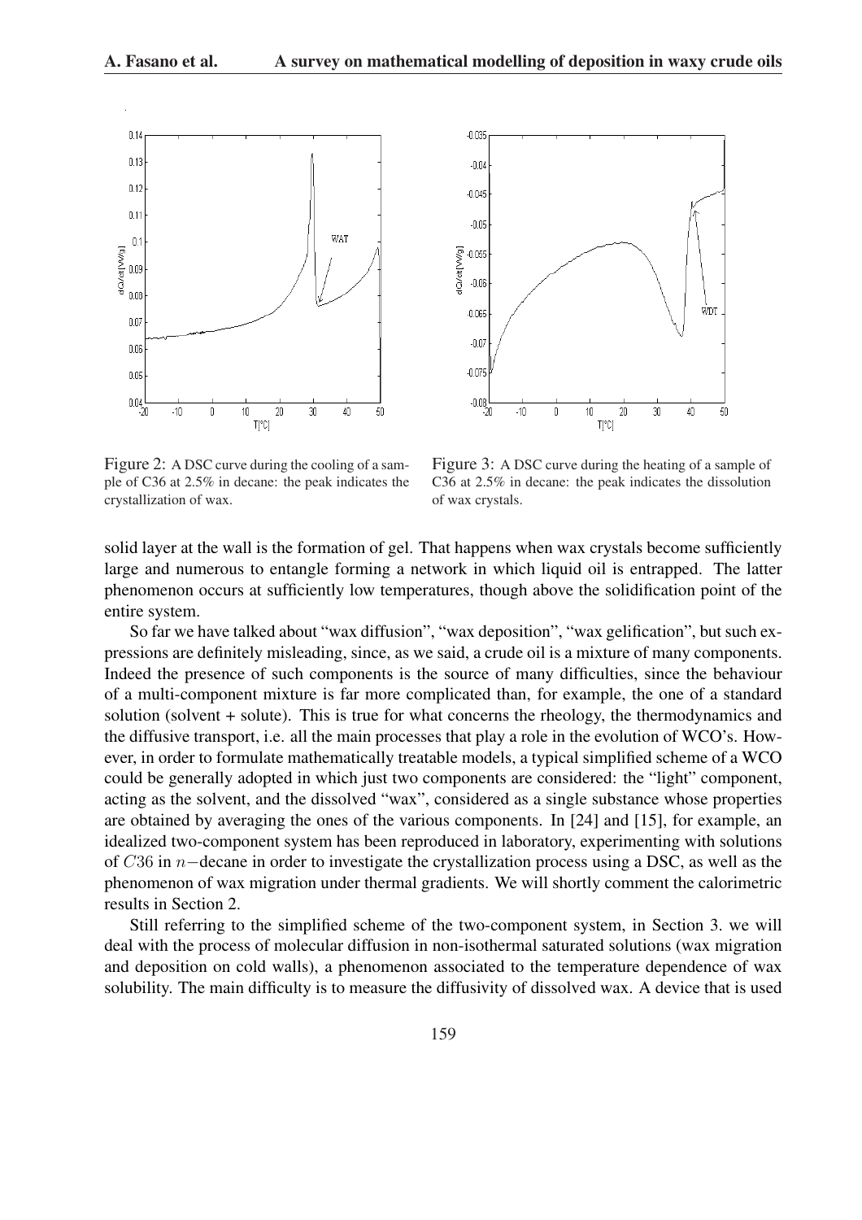Figure 2: A DSC curve during the cooling of a sample of C36 at 2.5% in decane: the peak indicates the crystallization of wax.

Figure 3: A DSC curve during the heating of a sample of C36 at 2.5% in decane: the peak indicates the dissolution of wax crystals.

solid layer at the wall is the formation of gel. That happens when wax crystals become sufficiently large and numerous to entangle forming a network in which liquid oil is entrapped. The latter phenomenon occurs at sufficiently low temperatures, though above the solidification point of the entire system.

So far we have talked about "wax diffusion", "wax deposition", "wax gelification", but such expressions are definitely misleading, since, as we said, a crude oil is a mixture of many components. Indeed the presence of such components is the source of many difficulties, since the behaviour of a multi-component mixture is far more complicated than, for example, the one of a standard solution (solvent + solute). This is true for what concerns the rheology, the thermodynamics and the diffusive transport, i.e. all the main processes that play a role in the evolution of WCO's. However, in order to formulate mathematically treatable models, a typical simplified scheme of a WCO could be generally adopted in which just two components are considered: the "light" component, acting as the solvent, and the dissolved "wax", considered as a single substance whose properties are obtained by averaging the ones of the various components. In [24] and [15], for example, an idealized two-component system has been reproduced in laboratory, experimenting with solutions of $C36$ in $n-$decane in order to investigate the crystallization process using a DSC, as well as the phenomenon of wax migration under thermal gradients. We will shortly comment the calorimetric results in Section 2.

Still referring to the simplified scheme of the two-component system, in Section 3. we will deal with the process of molecular diffusion in non-isothermal saturated solutions (wax migration and deposition on cold walls), a phenomenon associated to the temperature dependence of wax solubility. The main difficulty is to measure the diffusivity of dissolved wax. A device that is used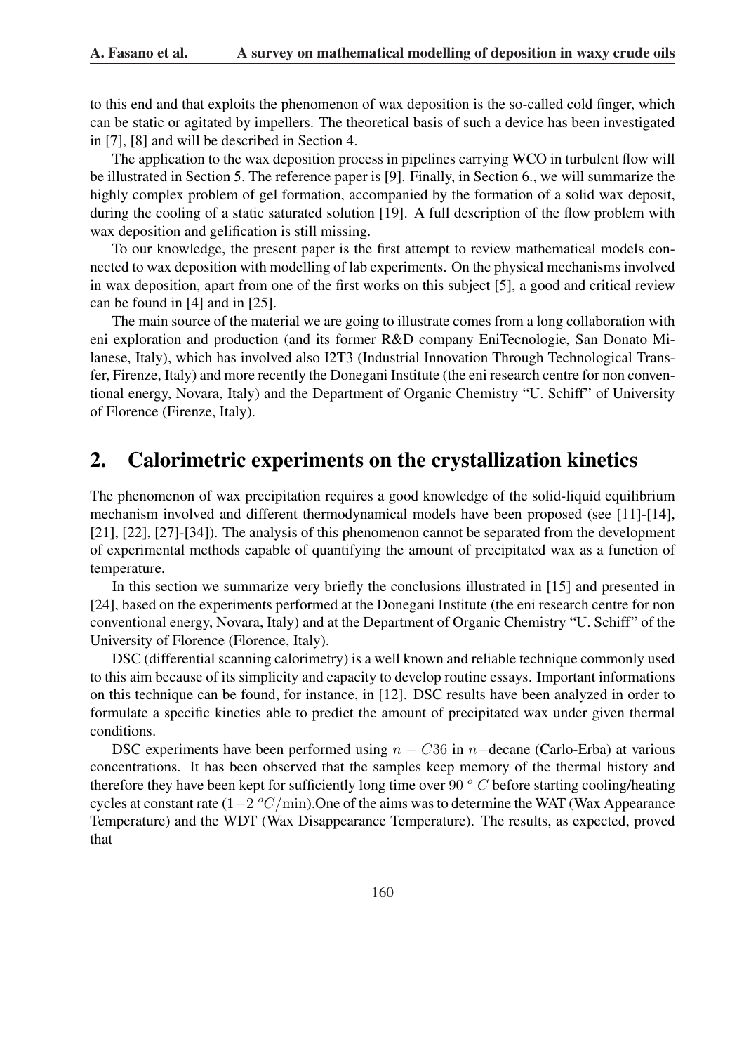to this end and that exploits the phenomenon of wax deposition is the so-called cold finger, which can be static or agitated by impellers. The theoretical basis of such a device has been investigated in [7], [8] and will be described in Section 4.

The application to the wax deposition process in pipelines carrying WCO in turbulent flow will be illustrated in Section 5. The reference paper is [9]. Finally, in Section 6., we will summarize the highly complex problem of gel formation, accompanied by the formation of a solid wax deposit, during the cooling of a static saturated solution [19]. A full description of the flow problem with wax deposition and gelification is still missing.

To our knowledge, the present paper is the first attempt to review mathematical models connected to wax deposition with modelling of lab experiments. On the physical mechanisms involved in wax deposition, apart from one of the first works on this subject [5], a good and critical review can be found in [4] and in [25].

The main source of the material we are going to illustrate comes from a long collaboration with eni exploration and production (and its former R&D company EniTecnologie, San Donato Milanese, Italy), which has involved also I2T3 (Industrial Innovation Through Technological Transfer, Firenze, Italy) and more recently the Donegani Institute (the eni research centre for non conventional energy, Novara, Italy) and the Department of Organic Chemistry "U. Schiff" of University of Florence (Firenze, Italy).

## 2. Calorimetric experiments on the crystallization kinetics

The phenomenon of wax precipitation requires a good knowledge of the solid-liquid equilibrium mechanism involved and different thermodynamical models have been proposed (see [11]-[14], [21], [22], [27]-[34]). The analysis of this phenomenon cannot be separated from the development of experimental methods capable of quantifying the amount of precipitated wax as a function of temperature.

In this section we summarize very briefly the conclusions illustrated in [15] and presented in [24], based on the experiments performed at the Donegani Institute (the eni research centre for non conventional energy, Novara, Italy) and at the Department of Organic Chemistry "U. Schiff" of the University of Florence (Florence, Italy).

DSC (differential scanning calorimetry) is a well known and reliable technique commonly used to this aim because of its simplicity and capacity to develop routine essays. Important informations on this technique can be found, for instance, in [12]. DSC results have been analyzed in order to formulate a specific kinetics able to predict the amount of precipitated wax under given thermal conditions.

DSC experiments have been performed using $n-C36$ in $n-$decane (Carlo-Erba) at various concentrations. It has been observed that the samples keep memory of the thermal history and therefore they have been kept for sufficiently long time over $90\ ^oC$ before starting cooling/heating cycles at constant rate ($1-2\ ^oC/\mathrm{min}$).One of the aims was to determine the WAT (Wax Appearance Temperature) and the WDT (Wax Disappearance Temperature). The results, as expected, proved that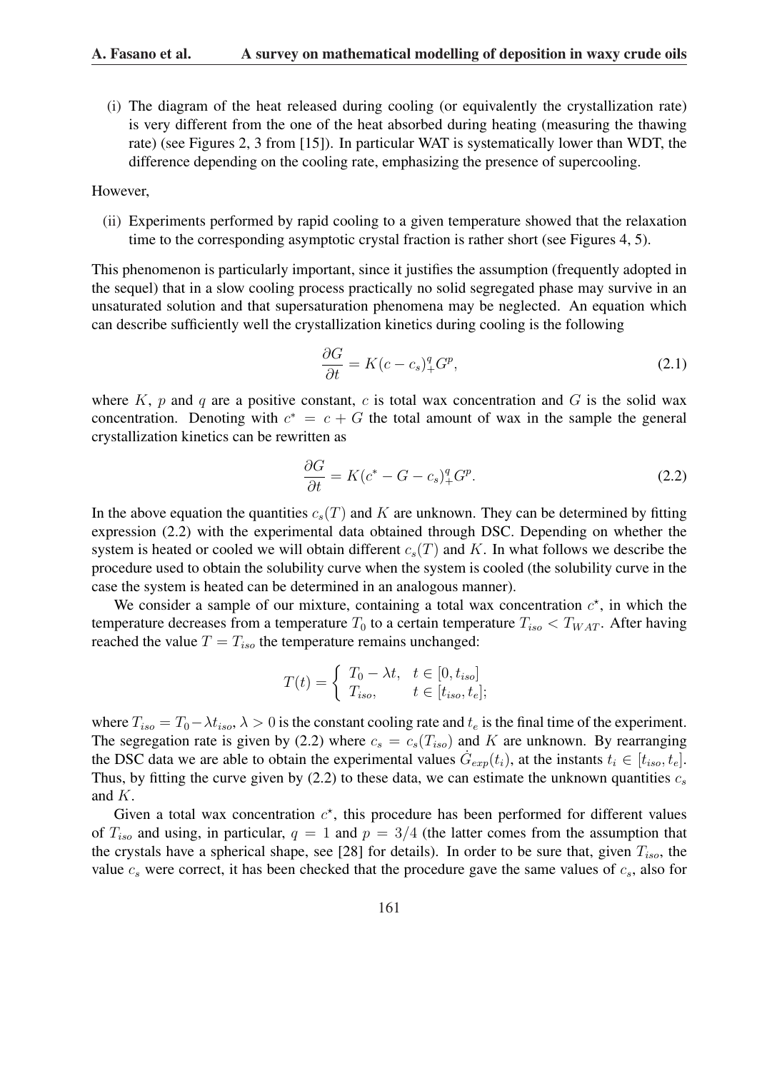(i) The diagram of the heat released during cooling (or equivalently the crystallization rate) is very different from the one of the heat absorbed during heating (measuring the thawing rate) (see Figures 2, 3 from [15]). In particular WAT is systematically lower than WDT, the difference depending on the cooling rate, emphasizing the presence of supercooling.

However,

(ii) Experiments performed by rapid cooling to a given temperature showed that the relaxation time to the corresponding asymptotic crystal fraction is rather short (see Figures 4, 5).

This phenomenon is particularly important, since it justifies the assumption (frequently adopted in the sequel) that in a slow cooling process practically no solid segregated phase may survive in an unsaturated solution and that supersaturation phenomena may be neglected. An equation which can describe sufficiently well the crystallization kinetics during cooling is the following

$$\frac{\partial G}{\partial t} = K(c - c_s)_+^q G^p, \tag{2.1}$$

where $K$, $p$ and $q$ are a positive constant, $c$ is total wax concentration and $G$ is the solid wax concentration. Denoting with $c^* = c + G$ the total amount of wax in the sample the general crystallization kinetics can be rewritten as

$$\frac{\partial G}{\partial t} = K(c^* - G - c_s)_+^q G^p. \tag{2.2}$$

In the above equation the quantities $c_s(T)$ and $K$ are unknown. They can be determined by fitting expression (2.2) with the experimental data obtained through DSC. Depending on whether the system is heated or cooled we will obtain different $c_s(T)$ and $K$. In what follows we describe the procedure used to obtain the solubility curve when the system is cooled (the solubility curve in the case the system is heated can be determined in an analogous manner).

We consider a sample of our mixture, containing a total wax concentration $c^\star$, in which the temperature decreases from a temperature $T_0$ to a certain temperature $T_{iso} < T_{WAT}$. After having reached the value $T = T_{iso}$ the temperature remains unchanged:

$$T(t) = \begin{cases} T_0 - \lambda t, & t \in [0, t_{iso}] \\ T_{iso}, & t \in [t_{iso}, t_e]; \end{cases}$$

where $T_{iso} = T_0 - \lambda t_{iso}$, $\lambda > 0$ is the constant cooling rate and $t_e$ is the final time of the experiment. The segregation rate is given by (2.2) where $c_s = c_s(T_{iso})$ and $K$ are unknown. By rearranging the DSC data we are able to obtain the experimental values $\dot{G}_{exp}(t_i)$, at the instants $t_i \in [t_{iso}, t_e]$. Thus, by fitting the curve given by (2.2) to these data, we can estimate the unknown quantities $c_s$ and $K$.

Given a total wax concentration $c^\star$, this procedure has been performed for different values of $T_{iso}$ and using, in particular, $q = 1$ and $p = 3/4$ (the latter comes from the assumption that the crystals have a spherical shape, see [28] for details). In order to be sure that, given $T_{iso}$, the value $c_s$ were correct, it has been checked that the procedure gave the same values of $c_s$, also for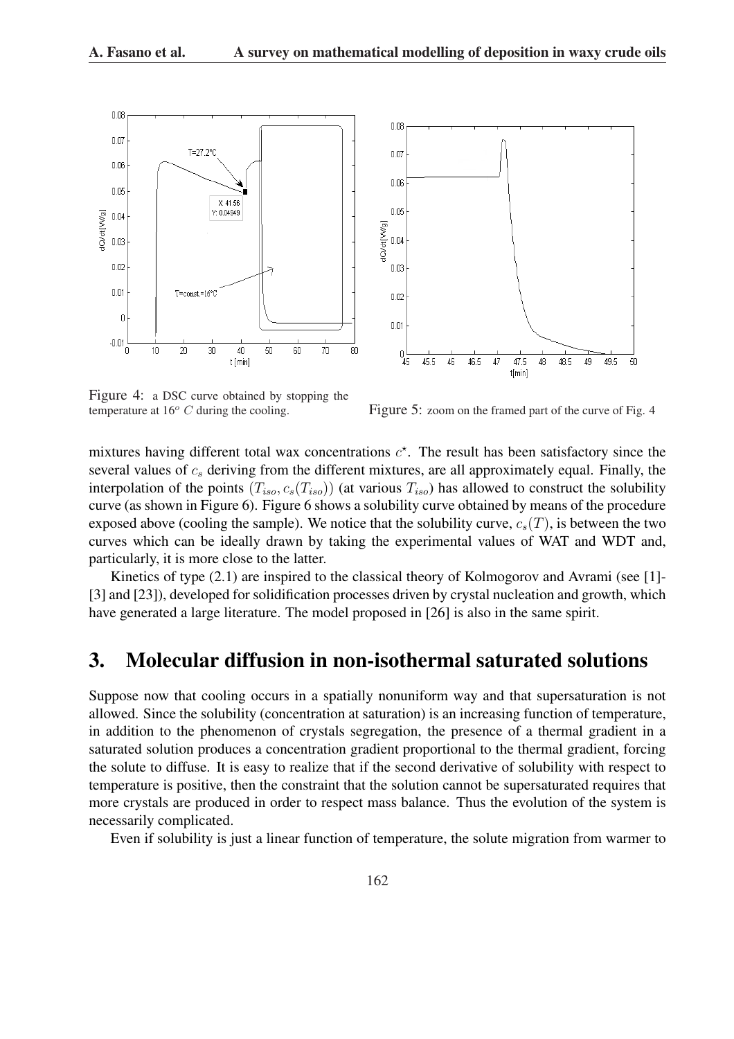Figure 4: a DSC curve obtained by stopping the temperature at $16^o$ $C$ during the cooling.

Figure 5: zoom on the framed part of the curve of Fig. 4

mixtures having different total wax concentrations $c^{\star}$. The result has been satisfactory since the several values of $c_s$ deriving from the different mixtures, are all approximately equal. Finally, the interpolation of the points $(T_{iso}, c_s(T_{iso}))$ (at various $T_{iso}$) has allowed to construct the solubility curve (as shown in Figure 6). Figure 6 shows a solubility curve obtained by means of the procedure exposed above (cooling the sample). We notice that the solubility curve, $c_s(T)$, is between the two curves which can be ideally drawn by taking the experimental values of WAT and WDT and, particularly, it is more close to the latter.

Kinetics of type (2.1) are inspired to the classical theory of Kolmogorov and Avrami (see [1]-[3] and [23]), developed for solidification processes driven by crystal nucleation and growth, which have generated a large literature. The model proposed in [26] is also in the same spirit.

# 3. Molecular diffusion in non-isothermal saturated solutions

Suppose now that cooling occurs in a spatially nonuniform way and that supersaturation is not allowed. Since the solubility (concentration at saturation) is an increasing function of temperature, in addition to the phenomenon of crystals segregation, the presence of a thermal gradient in a saturated solution produces a concentration gradient proportional to the thermal gradient, forcing the solute to diffuse. It is easy to realize that if the second derivative of solubility with respect to temperature is positive, then the constraint that the solution cannot be supersaturated requires that more crystals are produced in order to respect mass balance. Thus the evolution of the system is necessarily complicated.

Even if solubility is just a linear function of temperature, the solute migration from warmer to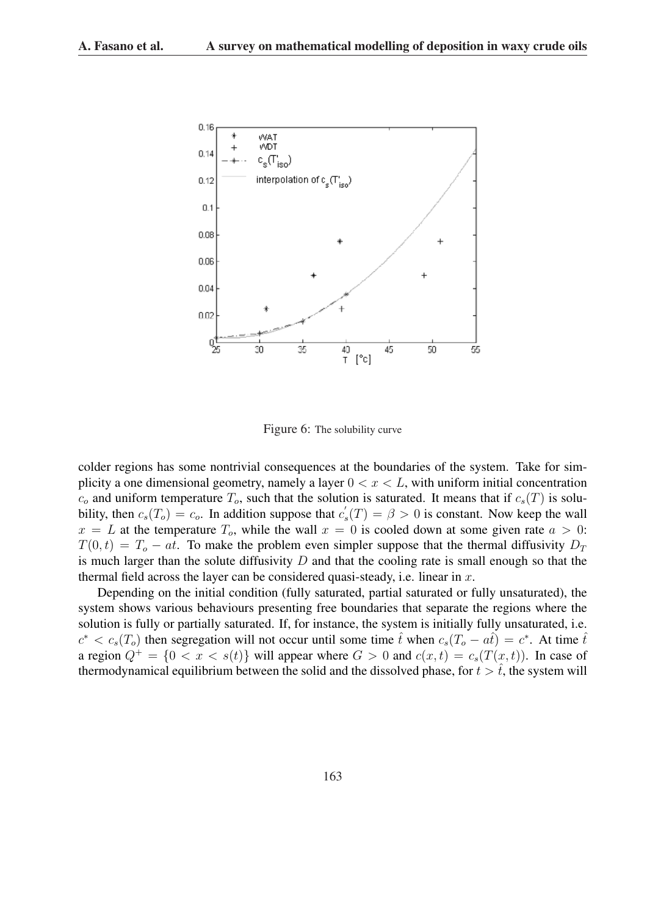Figure 6: The solubility curve

colder regions has some nontrivial consequences at the boundaries of the system. Take for simplicity a one dimensional geometry, namely a layer $0 < x < L$, with uniform initial concentration $c_o$ and uniform temperature $T_o$, such that the solution is saturated. It means that if $c_s(T)$ is solubility, then $c_s(T_o) = c_o$. In addition suppose that $c_s^{'}(T) = \beta > 0$ is constant. Now keep the wall $x = L$ at the temperature $T_o$, while the wall $x = 0$ is cooled down at some given rate $a > 0$: $T(0, t) = T_o - at$. To make the problem even simpler suppose that the thermal diffusivity $D_T$ is much larger than the solute diffusivity $D$ and that the cooling rate is small enough so that the thermal field across the layer can be considered quasi-steady, i.e. linear in $x$.

Depending on the initial condition (fully saturated, partial saturated or fully unsaturated), the system shows various behaviours presenting free boundaries that separate the regions where the solution is fully or partially saturated. If, for instance, the system is initially fully unsaturated, i.e. $c^* < c_s(T_o)$ then segregation will not occur until some time $\hat{t}$ when $c_s(T_o - a\hat{t}) = c^*$. At time $\hat{t}$ a region $Q^+ = \{0 < x < s(t)\}$ will appear where $G > 0$ and $c(x, t) = c_s(T(x, t))$. In case of thermodynamical equilibrium between the solid and the dissolved phase, for $t > \hat{t}$, the system will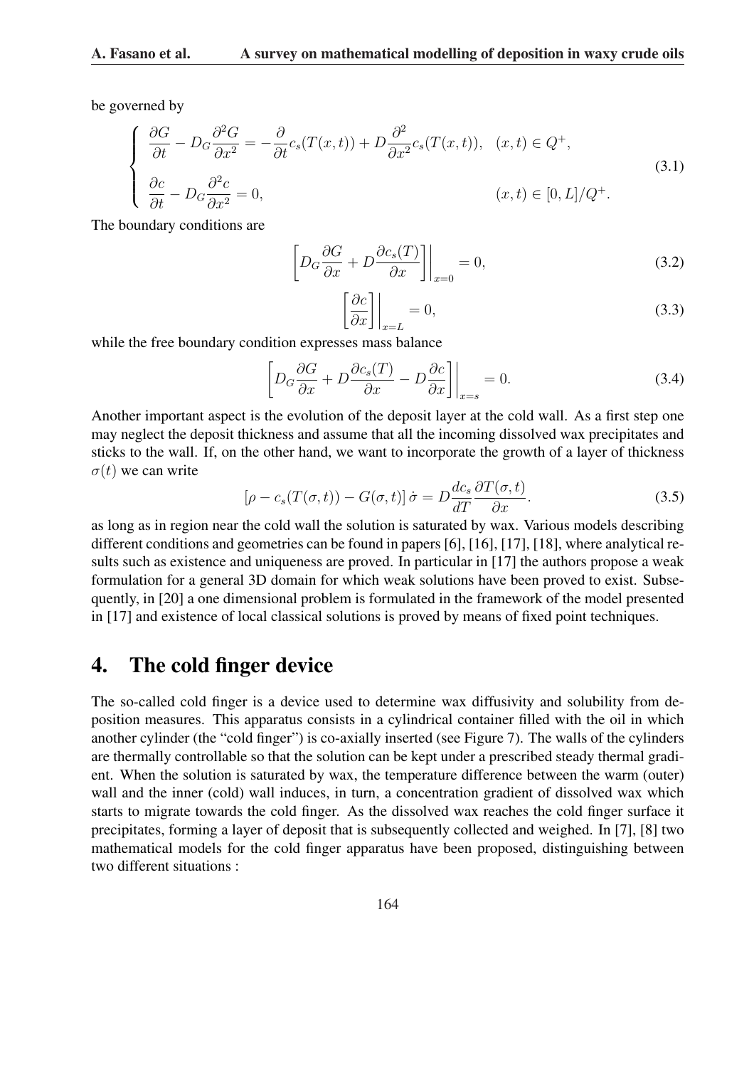be governed by

$$
\begin{cases}
\dfrac{\partial G}{\partial t} - D_G \dfrac{\partial^2 G}{\partial x^2} = -\dfrac{\partial}{\partial t} c_s(T(x,t)) + D \dfrac{\partial^2}{\partial x^2} c_s(T(x,t)), & (x,t) \in Q^+, \\
\dfrac{\partial c}{\partial t} - D_G \dfrac{\partial^2 c}{\partial x^2} = 0, & (x,t) \in [0,L]/Q^+.
\end{cases}
\tag{3.1}
$$

The boundary conditions are

$$
\left[ D_G \frac{\partial G}{\partial x} + D \frac{\partial c_s(T)}{\partial x} \right] \Bigg|_{x=0} = 0, \tag{3.2}
$$

$$
\left[ \frac{\partial c}{\partial x} \right] \Bigg|_{x=L} = 0, \tag{3.3}
$$

while the free boundary condition expresses mass balance

$$
\left[ D_G \frac{\partial G}{\partial x} + D \frac{\partial c_s(T)}{\partial x} - D \frac{\partial c}{\partial x} \right] \Bigg|_{x=s} = 0. \tag{3.4}
$$

Another important aspect is the evolution of the deposit layer at the cold wall. As a first step one may neglect the deposit thickness and assume that all the incoming dissolved wax precipitates and sticks to the wall. If, on the other hand, we want to incorporate the growth of a layer of thickness $\sigma(t)$ we can write

$$
\left[ \rho - c_s(T(\sigma,t)) - G(\sigma,t) \right] \dot{\sigma} = D \frac{dc_s}{dT} \frac{\partial T(\sigma,t)}{\partial x}. \tag{3.5}
$$

as long as in region near the cold wall the solution is saturated by wax. Various models describing different conditions and geometries can be found in papers [6], [16], [17], [18], where analytical results such as existence and uniqueness are proved. In particular in [17] the authors propose a weak formulation for a general 3D domain for which weak solutions have been proved to exist. Subsequently, in [20] a one dimensional problem is formulated in the framework of the model presented in [17] and existence of local classical solutions is proved by means of fixed point techniques.

# 4. The cold finger device

The so-called cold finger is a device used to determine wax diffusivity and solubility from deposition measures. This apparatus consists in a cylindrical container filled with the oil in which another cylinder (the "cold finger") is co-axially inserted (see Figure 7). The walls of the cylinders are thermally controllable so that the solution can be kept under a prescribed steady thermal gradient. When the solution is saturated by wax, the temperature difference between the warm (outer) wall and the inner (cold) wall induces, in turn, a concentration gradient of dissolved wax which starts to migrate towards the cold finger. As the dissolved wax reaches the cold finger surface it precipitates, forming a layer of deposit that is subsequently collected and weighed. In [7], [8] two mathematical models for the cold finger apparatus have been proposed, distinguishing between two different situations :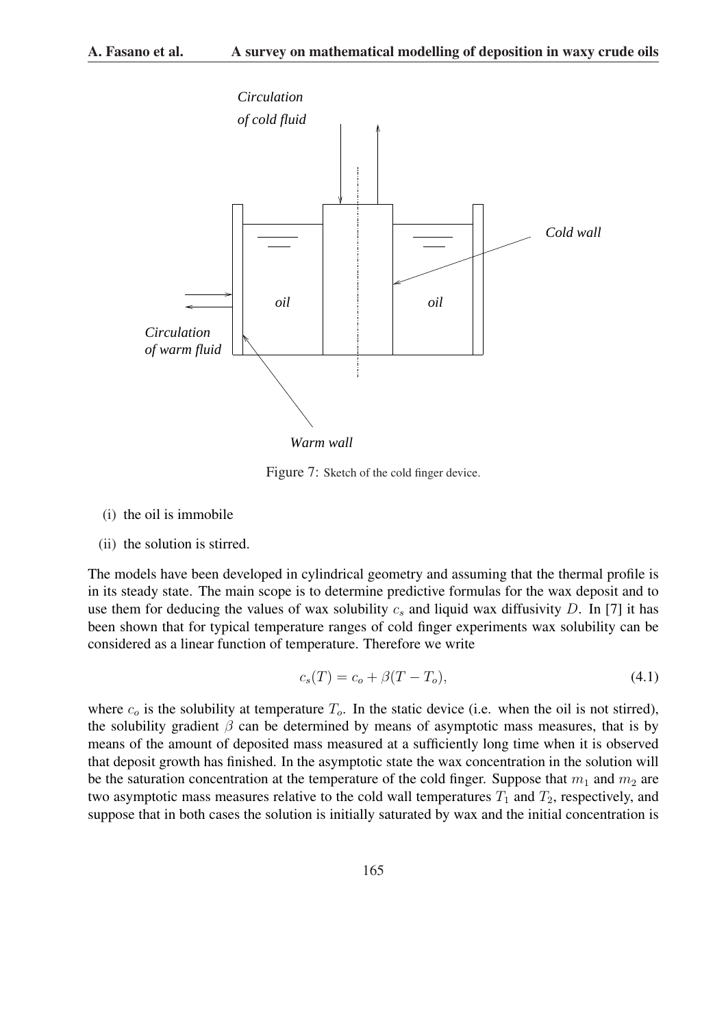Figure 7: Sketch of the cold finger device.

(i) the oil is immobile

(ii) the solution is stirred.

The models have been developed in cylindrical geometry and assuming that the thermal profile is in its steady state. The main scope is to determine predictive formulas for the wax deposit and to use them for deducing the values of wax solubility $c_s$ and liquid wax diffusivity $D$. In [7] it has been shown that for typical temperature ranges of cold finger experiments wax solubility can be considered as a linear function of temperature. Therefore we write

$$c_s(T) = c_o + \beta(T - T_o), \tag{4.1}$$

where $c_o$ is the solubility at temperature $T_o$. In the static device (i.e. when the oil is not stirred), the solubility gradient $\beta$ can be determined by means of asymptotic mass measures, that is by means of the amount of deposited mass measured at a sufficiently long time when it is observed that deposit growth has finished. In the asymptotic state the wax concentration in the solution will be the saturation concentration at the temperature of the cold finger. Suppose that $m_1$ and $m_2$ are two asymptotic mass measures relative to the cold wall temperatures $T_1$ and $T_2$, respectively, and suppose that in both cases the solution is initially saturated by wax and the initial concentration is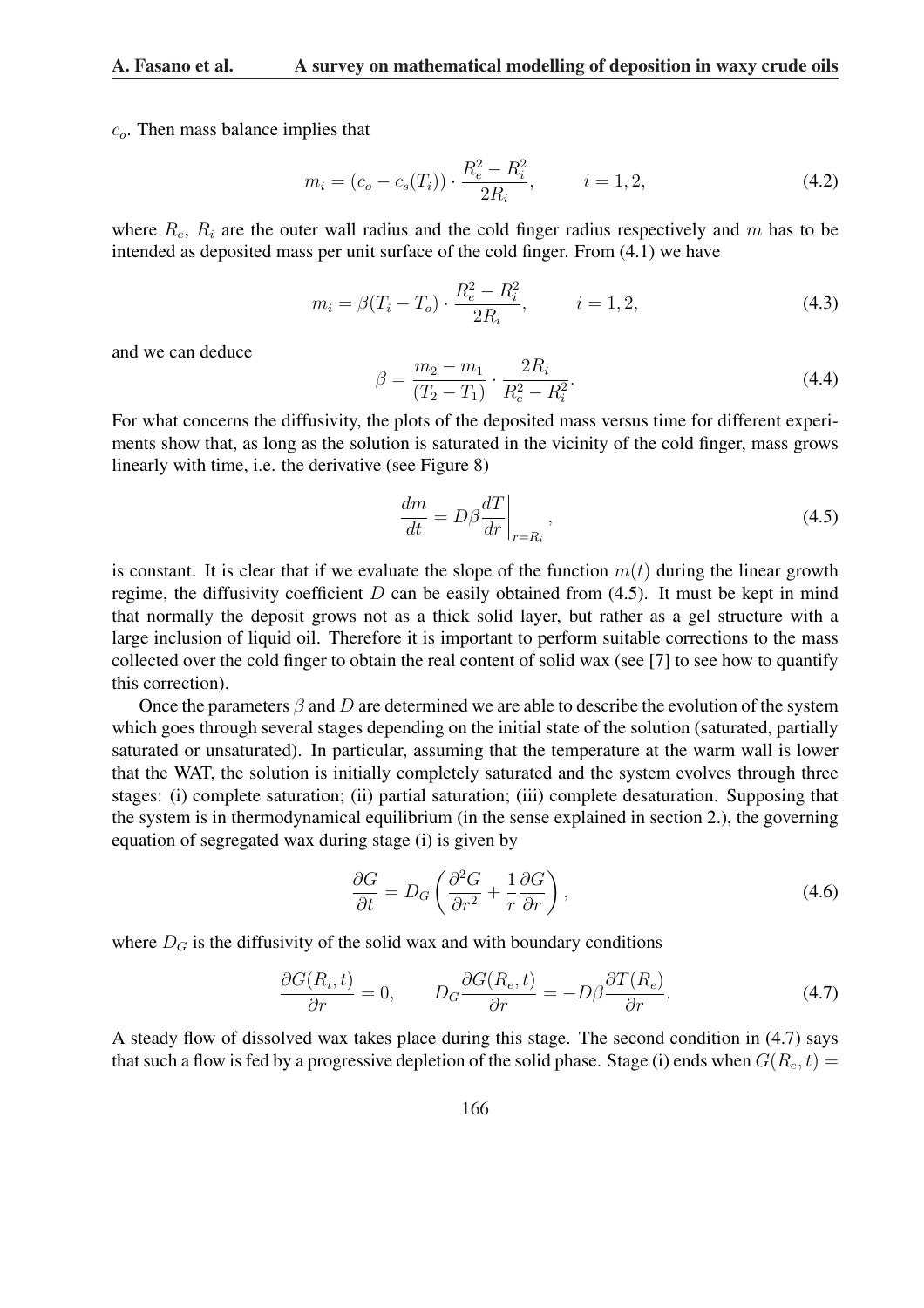$c_o$. Then mass balance implies that

$$m_i = (c_o - c_s(T_i)) \cdot \frac{R_e^2 - R_i^2}{2R_i}, \qquad i = 1, 2, \tag{4.2}$$

where $R_e$, $R_i$ are the outer wall radius and the cold finger radius respectively and $m$ has to be intended as deposited mass per unit surface of the cold finger. From (4.1) we have

$$m_i = \beta(T_i - T_o) \cdot \frac{R_e^2 - R_i^2}{2R_i}, \qquad i = 1, 2, \tag{4.3}$$

and we can deduce

$$\beta = \frac{m_2 - m_1}{(T_2 - T_1)} \cdot \frac{2R_i}{R_e^2 - R_i^2}. \tag{4.4}$$

For what concerns the diffusivity, the plots of the deposited mass versus time for different experiments show that, as long as the solution is saturated in the vicinity of the cold finger, mass grows linearly with time, i.e. the derivative (see Figure 8)

$$\frac{dm}{dt} = D\beta \frac{dT}{dr}\bigg|_{r=R_i}, \tag{4.5}$$

is constant. It is clear that if we evaluate the slope of the function $m(t)$ during the linear growth regime, the diffusivity coefficient $D$ can be easily obtained from (4.5). It must be kept in mind that normally the deposit grows not as a thick solid layer, but rather as a gel structure with a large inclusion of liquid oil. Therefore it is important to perform suitable corrections to the mass collected over the cold finger to obtain the real content of solid wax (see [7] to see how to quantify this correction).

Once the parameters $\beta$ and $D$ are determined we are able to describe the evolution of the system which goes through several stages depending on the initial state of the solution (saturated, partially saturated or unsaturated). In particular, assuming that the temperature at the warm wall is lower that the WAT, the solution is initially completely saturated and the system evolves through three stages: (i) complete saturation; (ii) partial saturation; (iii) complete desaturation. Supposing that the system is in thermodynamical equilibrium (in the sense explained in section 2.), the governing equation of segregated wax during stage (i) is given by

$$\frac{\partial G}{\partial t} = D_G \left( \frac{\partial^2 G}{\partial r^2} + \frac{1}{r}\frac{\partial G}{\partial r} \right), \tag{4.6}$$

where $D_G$ is the diffusivity of the solid wax and with boundary conditions

$$\frac{\partial G(R_i, t)}{\partial r} = 0, \qquad D_G \frac{\partial G(R_e, t)}{\partial r} = -D\beta \frac{\partial T(R_e)}{\partial r}. \tag{4.7}$$

A steady flow of dissolved wax takes place during this stage. The second condition in (4.7) says that such a flow is fed by a progressive depletion of the solid phase. Stage (i) ends when $G(R_e, t) =$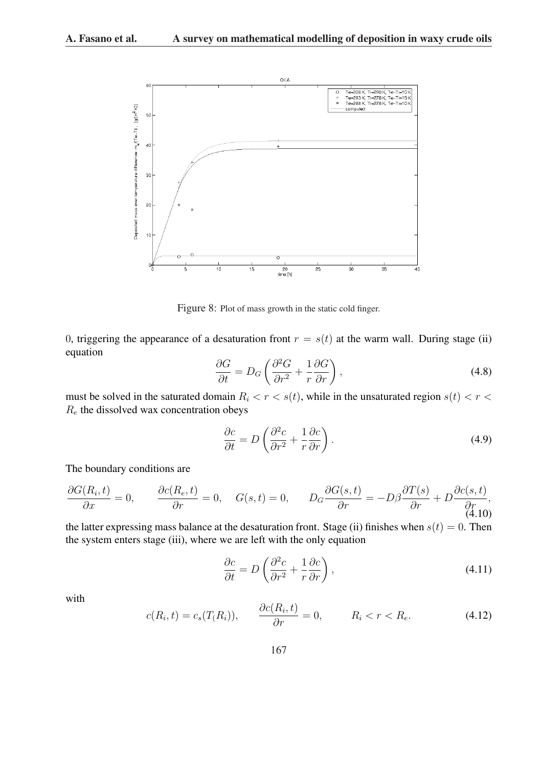Figure 8: Plot of mass growth in the static cold finger.

0, triggering the appearance of a desaturation front $r = s(t)$ at the warm wall. During stage (ii) equation

$$\frac{\partial G}{\partial t} = D_G \left( \frac{\partial^2 G}{\partial r^2} + \frac{1}{r} \frac{\partial G}{\partial r} \right), \tag{4.8}$$

must be solved in the saturated domain $R_i < r < s(t)$, while in the unsaturated region $s(t) < r < R_e$ the dissolved wax concentration obeys

$$\frac{\partial c}{\partial t} = D \left( \frac{\partial^2 c}{\partial r^2} + \frac{1}{r} \frac{\partial c}{\partial r} \right). \tag{4.9}$$

The boundary conditions are

$$\frac{\partial G(R_i, t)}{\partial x} = 0, \qquad \frac{\partial c(R_e, t)}{\partial r} = 0, \quad G(s, t) = 0, \qquad D_G \frac{\partial G(s, t)}{\partial r} = -D\beta \frac{\partial T(s)}{\partial r} + D \frac{\partial c(s, t)}{\partial r}, \tag{4.10}$$

the latter expressing mass balance at the desaturation front. Stage (ii) finishes when $s(t) = 0$. Then the system enters stage (iii), where we are left with the only equation

$$\frac{\partial c}{\partial t} = D \left( \frac{\partial^2 c}{\partial r^2} + \frac{1}{r} \frac{\partial c}{\partial r} \right), \tag{4.11}$$

with

$$c(R_i, t) = c_s(T_(R_i)), \qquad \frac{\partial c(R_i, t)}{\partial r} = 0, \qquad R_i < r < R_e. \tag{4.12}$$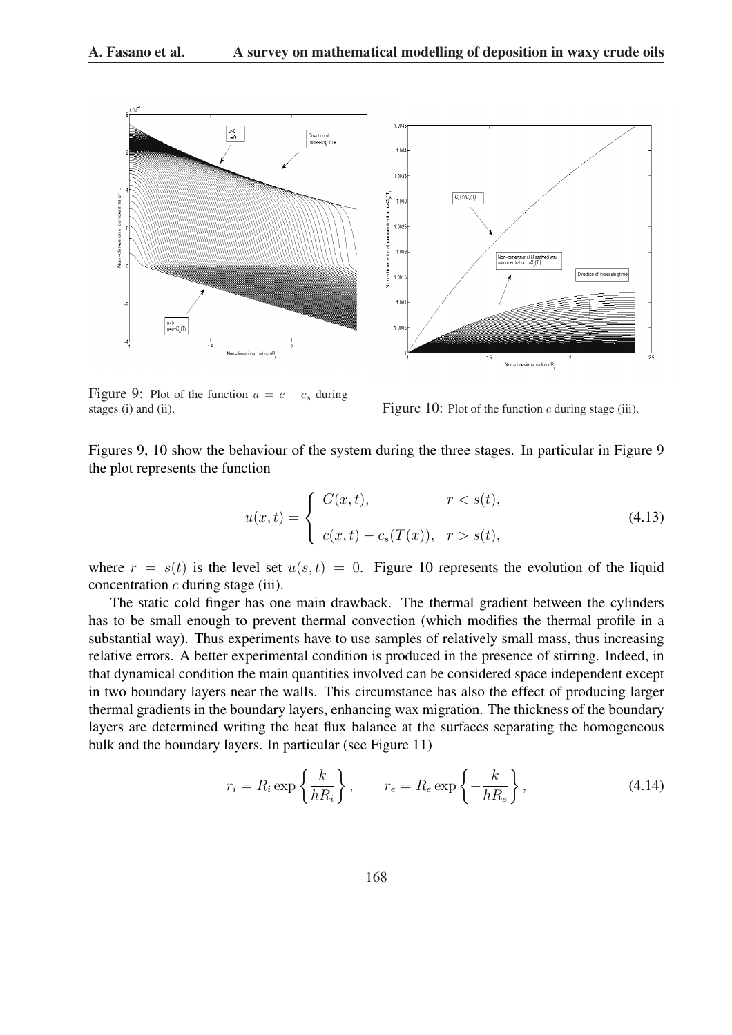Figure 9: Plot of the function $u = c - c_s$ during stages (i) and (ii).

Figure 10: Plot of the function $c$ during stage (iii).

Figures 9, 10 show the behaviour of the system during the three stages. In particular in Figure 9 the plot represents the function

$$u(x,t) = \begin{cases} G(x,t), & r < s(t), \\ c(x,t) - c_s(T(x)), & r > s(t), \end{cases} \tag{4.13}$$

where $r = s(t)$ is the level set $u(s,t) = 0$. Figure 10 represents the evolution of the liquid concentration $c$ during stage (iii).

The static cold finger has one main drawback. The thermal gradient between the cylinders has to be small enough to prevent thermal convection (which modifies the thermal profile in a substantial way). Thus experiments have to use samples of relatively small mass, thus increasing relative errors. A better experimental condition is produced in the presence of stirring. Indeed, in that dynamical condition the main quantities involved can be considered space independent except in two boundary layers near the walls. This circumstance has also the effect of producing larger thermal gradients in the boundary layers, enhancing wax migration. The thickness of the boundary layers are determined writing the heat flux balance at the surfaces separating the homogeneous bulk and the boundary layers. In particular (see Figure 11)

$$r_i = R_i \exp\left\{\frac{k}{hR_i}\right\}, \qquad r_e = R_e \exp\left\{-\frac{k}{hR_e}\right\}, \tag{4.14}$$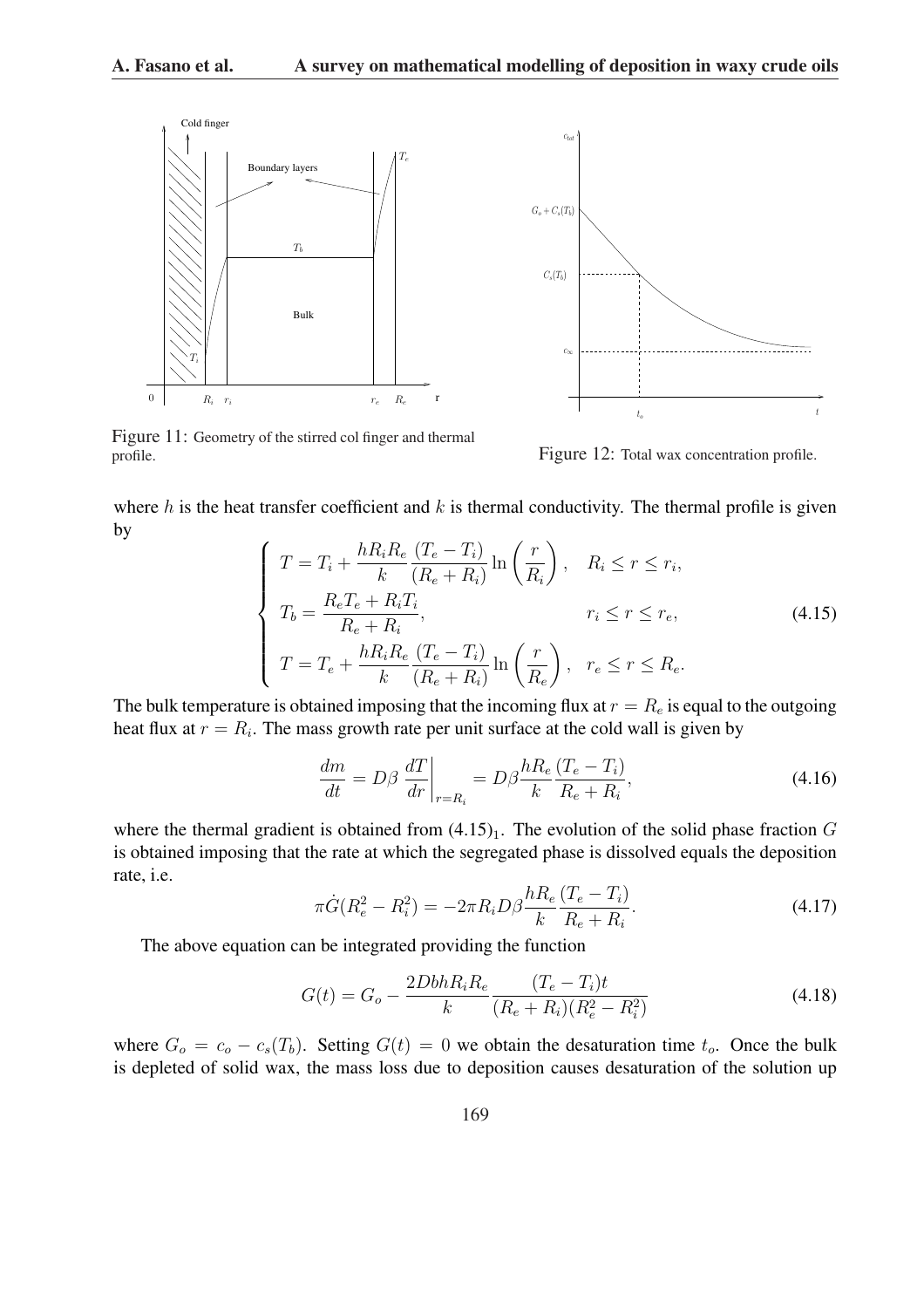Figure 11: Geometry of the stirred col finger and thermal profile.

Figure 12: Total wax concentration profile.

where $h$ is the heat transfer coefficient and $k$ is thermal conductivity. The thermal profile is given by

$$\begin{cases} T = T_i + \dfrac{hR_iR_e}{k} \dfrac{(T_e - T_i)}{(R_e + R_i)} \ln\left(\dfrac{r}{R_i}\right), & R_i \leq r \leq r_i, \\ T_b = \dfrac{R_e T_e + R_i T_i}{R_e + R_i}, & r_i \leq r \leq r_e, \\ T = T_e + \dfrac{hR_iR_e}{k} \dfrac{(T_e - T_i)}{(R_e + R_i)} \ln\left(\dfrac{r}{R_e}\right), & r_e \leq r \leq R_e. \end{cases} \tag{4.15}$$

The bulk temperature is obtained imposing that the incoming flux at $r = R_e$ is equal to the outgoing heat flux at $r = R_i$. The mass growth rate per unit surface at the cold wall is given by

$$\frac{dm}{dt} = D\beta \left.\frac{dT}{dr}\right|_{r=R_i} = D\beta \frac{hR_e}{k} \frac{(T_e - T_i)}{R_e + R_i}, \tag{4.16}$$

where the thermal gradient is obtained from $(4.15)_1$. The evolution of the solid phase fraction $G$ is obtained imposing that the rate at which the segregated phase is dissolved equals the deposition rate, i.e.

$$\pi \dot{G}(R_e^2 - R_i^2) = -2\pi R_i D\beta \frac{hR_e}{k} \frac{(T_e - T_i)}{R_e + R_i}. \tag{4.17}$$

The above equation can be integrated providing the function

$$G(t) = G_o - \frac{2DbhR_iR_e}{k} \frac{(T_e - T_i)t}{(R_e + R_i)(R_e^2 - R_i^2)} \tag{4.18}$$

where $G_o = c_o - c_s(T_b)$. Setting $G(t) = 0$ we obtain the desaturation time $t_o$. Once the bulk is depleted of solid wax, the mass loss due to deposition causes desaturation of the solution up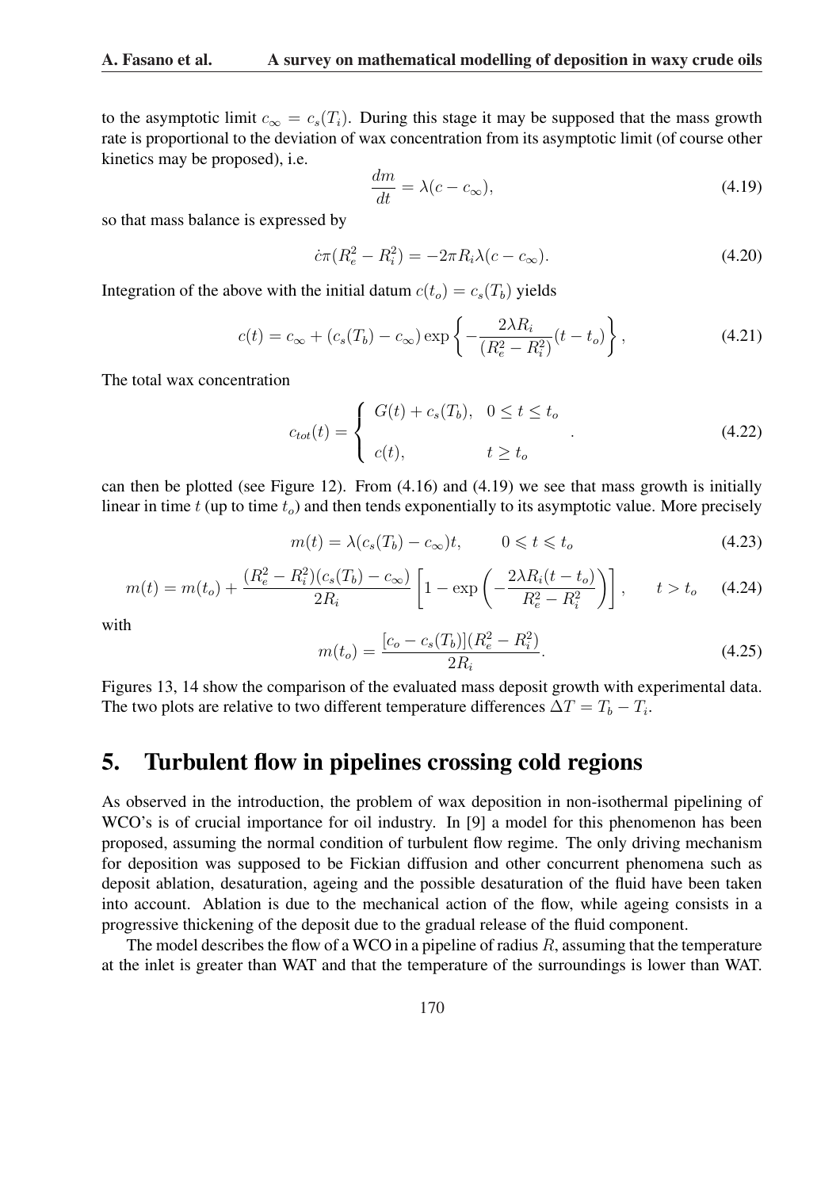to the asymptotic limit $c_\infty = c_s(T_i)$. During this stage it may be supposed that the mass growth rate is proportional to the deviation of wax concentration from its asymptotic limit (of course other kinetics may be proposed), i.e.

$$\frac{dm}{dt} = \lambda(c - c_\infty), \tag{4.19}$$

so that mass balance is expressed by

$$\dot{c}\pi(R_e^2 - R_i^2) = -2\pi R_i \lambda(c - c_\infty). \tag{4.20}$$

Integration of the above with the initial datum $c(t_o) = c_s(T_b)$ yields

$$c(t) = c_\infty + (c_s(T_b) - c_\infty)\exp\left\{-\frac{2\lambda R_i}{(R_e^2 - R_i^2)}(t - t_o)\right\}, \tag{4.21}$$

The total wax concentration

$$c_{tot}(t) = \begin{cases} G(t) + c_s(T_b), & 0 \leq t \leq t_o \\ c(t), & t \geq t_o \end{cases}. \tag{4.22}$$

can then be plotted (see Figure 12). From (4.16) and (4.19) we see that mass growth is initially linear in time $t$ (up to time $t_o$) and then tends exponentially to its asymptotic value. More precisely

$$m(t) = \lambda(c_s(T_b) - c_\infty)t, \qquad 0 \leqslant t \leqslant t_o \tag{4.23}$$

$$m(t) = m(t_o) + \frac{(R_e^2 - R_i^2)(c_s(T_b) - c_\infty)}{2R_i}\left[1 - \exp\left(-\frac{2\lambda R_i(t - t_o)}{R_e^2 - R_i^2}\right)\right], \qquad t > t_o \tag{4.24}$$

with

$$m(t_o) = \frac{[c_o - c_s(T_b)](R_e^2 - R_i^2)}{2R_i}. \tag{4.25}$$

Figures 13, 14 show the comparison of the evaluated mass deposit growth with experimental data. The two plots are relative to two different temperature differences $\Delta T = T_b - T_i$.

## 5. Turbulent flow in pipelines crossing cold regions

As observed in the introduction, the problem of wax deposition in non-isothermal pipelining of WCO's is of crucial importance for oil industry. In [9] a model for this phenomenon has been proposed, assuming the normal condition of turbulent flow regime. The only driving mechanism for deposition was supposed to be Fickian diffusion and other concurrent phenomena such as deposit ablation, desaturation, ageing and the possible desaturation of the fluid have been taken into account. Ablation is due to the mechanical action of the flow, while ageing consists in a progressive thickening of the deposit due to the gradual release of the fluid component.

The model describes the flow of a WCO in a pipeline of radius $R$, assuming that the temperature at the inlet is greater than WAT and that the temperature of the surroundings is lower than WAT.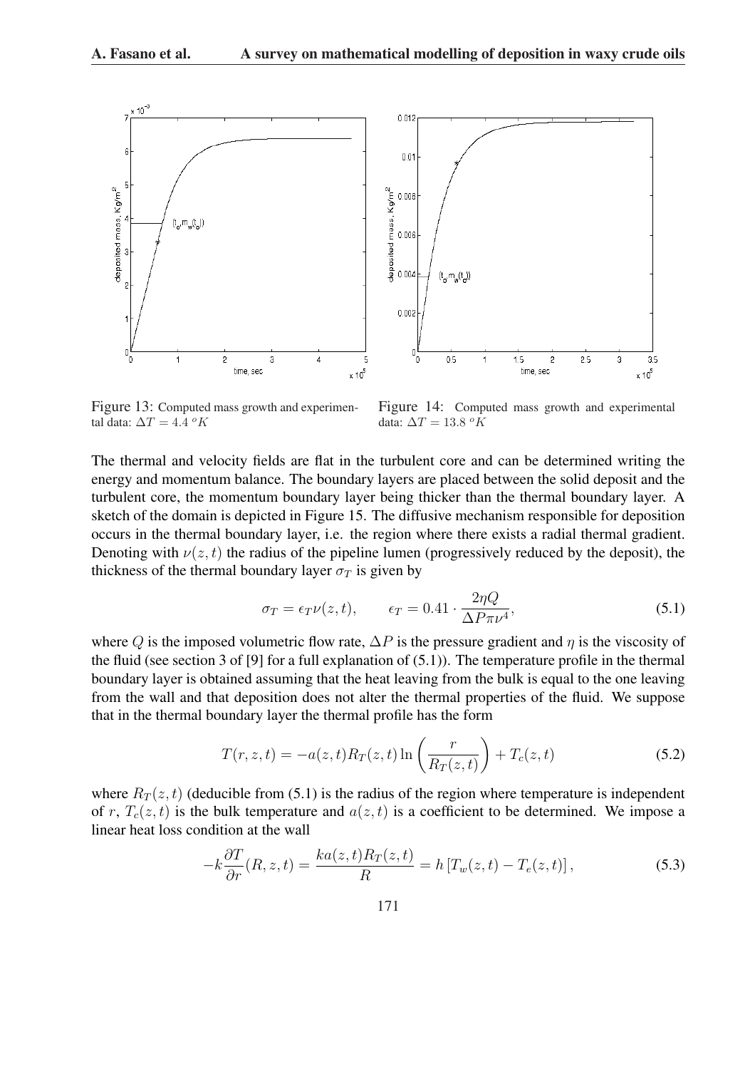Figure 13: Computed mass growth and experimental data: $\Delta T = 4.4\ ^oK$

Figure 14: Computed mass growth and experimental data: $\Delta T = 13.8\ ^oK$

The thermal and velocity fields are flat in the turbulent core and can be determined writing the energy and momentum balance. The boundary layers are placed between the solid deposit and the turbulent core, the momentum boundary layer being thicker than the thermal boundary layer. A sketch of the domain is depicted in Figure 15. The diffusive mechanism responsible for deposition occurs in the thermal boundary layer, i.e. the region where there exists a radial thermal gradient. Denoting with $\nu(z,t)$ the radius of the pipeline lumen (progressively reduced by the deposit), the thickness of the thermal boundary layer $\sigma_T$ is given by

$$\sigma_T = \epsilon_T \nu(z,t), \qquad \epsilon_T = 0.41 \cdot \frac{2\eta Q}{\Delta P \pi \nu^4}, \tag{5.1}$$

where $Q$ is the imposed volumetric flow rate, $\Delta P$ is the pressure gradient and $\eta$ is the viscosity of the fluid (see section 3 of [9] for a full explanation of (5.1)). The temperature profile in the thermal boundary layer is obtained assuming that the heat leaving from the bulk is equal to the one leaving from the wall and that deposition does not alter the thermal properties of the fluid. We suppose that in the thermal boundary layer the thermal profile has the form

$$T(r,z,t) = -a(z,t)R_T(z,t)\ln\left(\frac{r}{R_T(z,t)}\right) + T_c(z,t) \tag{5.2}$$

where $R_T(z,t)$ (deducible from (5.1) is the radius of the region where temperature is independent of $r$, $T_c(z,t)$ is the bulk temperature and $a(z,t)$ is a coefficient to be determined. We impose a linear heat loss condition at the wall

$$-k\frac{\partial T}{\partial r}(R,z,t) = \frac{ka(z,t)R_T(z,t)}{R} = h\left[T_w(z,t) - T_e(z,t)\right], \tag{5.3}$$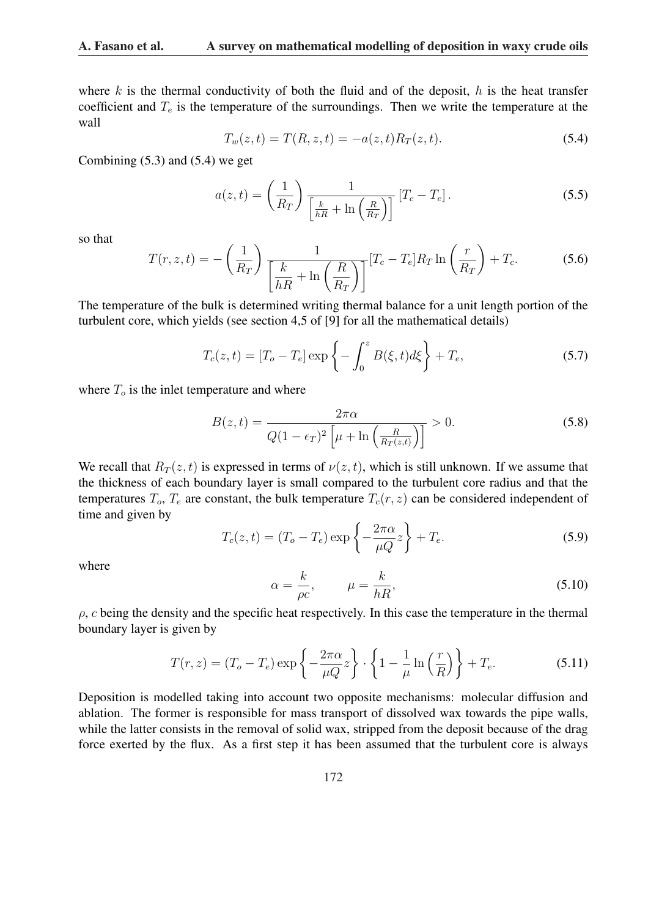where $k$ is the thermal conductivity of both the fluid and of the deposit, $h$ is the heat transfer coefficient and $T_e$ is the temperature of the surroundings. Then we write the temperature at the wall

$$T_w(z,t) = T(R,z,t) = -a(z,t)R_T(z,t). \tag{5.4}$$

Combining (5.3) and (5.4) we get

$$a(z,t) = \left(\frac{1}{R_T}\right) \frac{1}{\left[\frac{k}{hR} + \ln\left(\frac{R}{R_T}\right)\right]} \left[T_c - T_e\right]. \tag{5.5}$$

so that

$$T(r,z,t) = -\left(\frac{1}{R_T}\right) \frac{1}{\left[\dfrac{k}{hR} + \ln\left(\dfrac{R}{R_T}\right)\right]} [T_c - T_e] R_T \ln\left(\frac{r}{R_T}\right) + T_c. \tag{5.6}$$

The temperature of the bulk is determined writing thermal balance for a unit length portion of the turbulent core, which yields (see section 4,5 of [9] for all the mathematical details)

$$T_c(z,t) = [T_o - T_e] \exp\left\{-\int_0^z B(\xi,t)d\xi\right\} + T_e, \tag{5.7}$$

where $T_o$ is the inlet temperature and where

$$B(z,t) = \frac{2\pi\alpha}{Q(1-\epsilon_T)^2 \left[\mu + \ln\left(\frac{R}{R_T(z,t)}\right)\right]} > 0. \tag{5.8}$$

We recall that $R_T(z,t)$ is expressed in terms of $\nu(z,t)$, which is still unknown. If we assume that the thickness of each boundary layer is small compared to the turbulent core radius and that the temperatures $T_o$, $T_e$ are constant, the bulk temperature $T_c(r,z)$ can be considered independent of time and given by

$$T_c(z,t) = (T_o - T_e) \exp\left\{-\frac{2\pi\alpha}{\mu Q} z\right\} + T_e. \tag{5.9}$$

where

$$\alpha = \frac{k}{\rho c}, \qquad \mu = \frac{k}{hR}, \tag{5.10}$$

$\rho$, $c$ being the density and the specific heat respectively. In this case the temperature in the thermal boundary layer is given by

$$T(r,z) = (T_o - T_e) \exp\left\{-\frac{2\pi\alpha}{\mu Q} z\right\} \cdot \left\{1 - \frac{1}{\mu} \ln\left(\frac{r}{R}\right)\right\} + T_e. \tag{5.11}$$

Deposition is modelled taking into account two opposite mechanisms: molecular diffusion and ablation. The former is responsible for mass transport of dissolved wax towards the pipe walls, while the latter consists in the removal of solid wax, stripped from the deposit because of the drag force exerted by the flux. As a first step it has been assumed that the turbulent core is always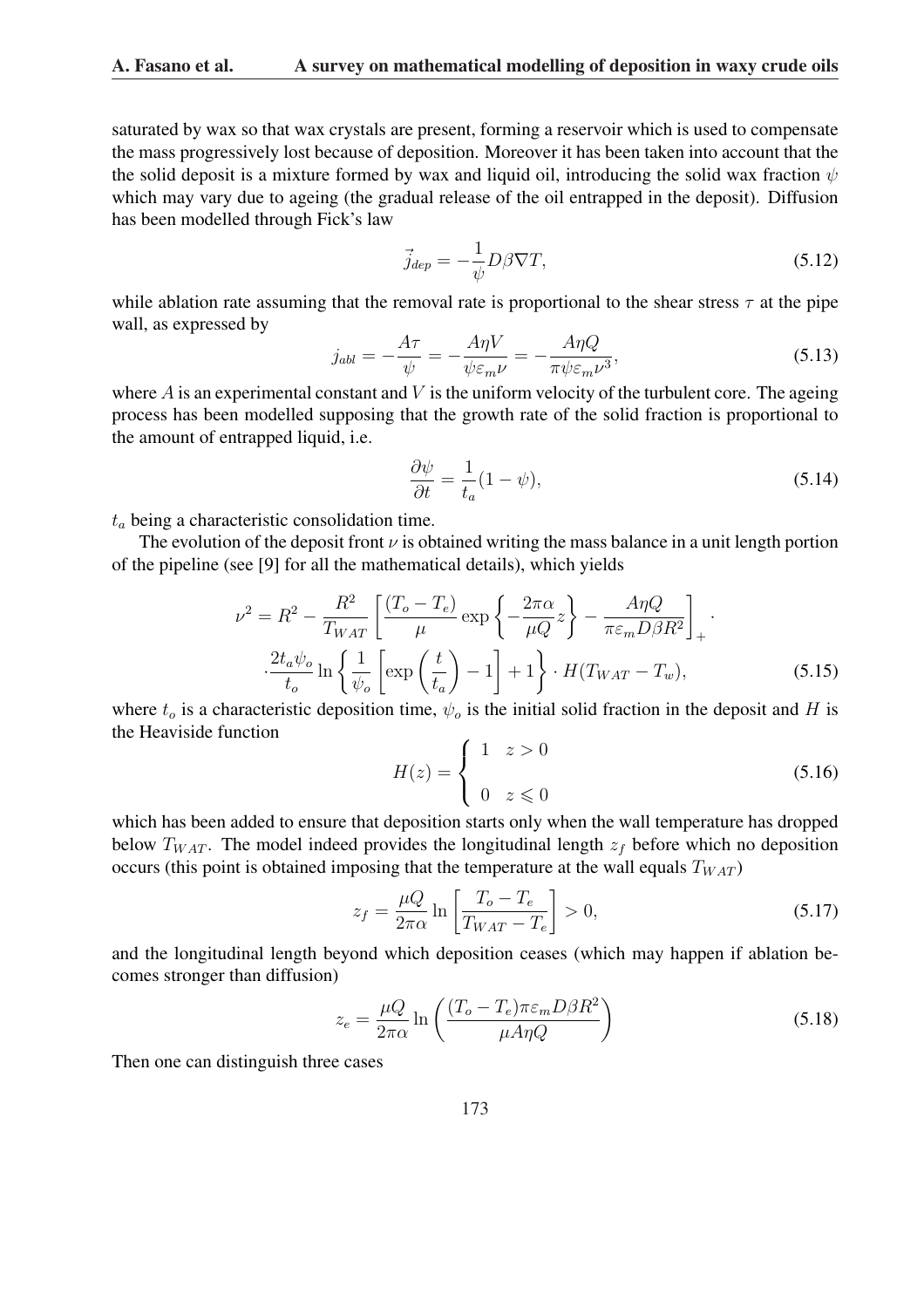saturated by wax so that wax crystals are present, forming a reservoir which is used to compensate the mass progressively lost because of deposition. Moreover it has been taken into account that the the solid deposit is a mixture formed by wax and liquid oil, introducing the solid wax fraction $\psi$ which may vary due to ageing (the gradual release of the oil entrapped in the deposit). Diffusion has been modelled through Fick's law

$$\vec{j}_{dep} = -\frac{1}{\psi} D\beta \nabla T, \tag{5.12}$$

while ablation rate assuming that the removal rate is proportional to the shear stress $\tau$ at the pipe wall, as expressed by

$$j_{abl} = -\frac{A\tau}{\psi} = -\frac{A\eta V}{\psi \varepsilon_m \nu} = -\frac{A\eta Q}{\pi \psi \varepsilon_m \nu^3}, \tag{5.13}$$

where $A$ is an experimental constant and $V$ is the uniform velocity of the turbulent core. The ageing process has been modelled supposing that the growth rate of the solid fraction is proportional to the amount of entrapped liquid, i.e.

$$\frac{\partial \psi}{\partial t} = \frac{1}{t_a}(1 - \psi), \tag{5.14}$$

$t_a$ being a characteristic consolidation time.

The evolution of the deposit front $\nu$ is obtained writing the mass balance in a unit length portion of the pipeline (see [9] for all the mathematical details), which yields

$$\nu^2 = R^2 - \frac{R^2}{T_{WAT}} \left[ \frac{(T_o - T_e)}{\mu} \exp\left\{ -\frac{2\pi\alpha}{\mu Q} z \right\} - \frac{A\eta Q}{\pi \varepsilon_m D \beta R^2} \right]_+ \cdot$$
$$\cdot \frac{2 t_a \psi_o}{t_o} \ln\left\{ \frac{1}{\psi_o} \left[ \exp\left( \frac{t}{t_a} \right) - 1 \right] + 1 \right\} \cdot H(T_{WAT} - T_w), \tag{5.15}$$

where $t_o$ is a characteristic deposition time, $\psi_o$ is the initial solid fraction in the deposit and $H$ is the Heaviside function

$$H(z) = \begin{cases} 1 & z > 0 \\ 0 & z \leqslant 0 \end{cases} \tag{5.16}$$

which has been added to ensure that deposition starts only when the wall temperature has dropped below $T_{WAT}$. The model indeed provides the longitudinal length $z_f$ before which no deposition occurs (this point is obtained imposing that the temperature at the wall equals $T_{WAT}$)

$$z_f = \frac{\mu Q}{2\pi\alpha} \ln\left[ \frac{T_o - T_e}{T_{WAT} - T_e} \right] > 0, \tag{5.17}$$

and the longitudinal length beyond which deposition ceases (which may happen if ablation becomes stronger than diffusion)

$$z_e = \frac{\mu Q}{2\pi\alpha} \ln\left( \frac{(T_o - T_e)\pi \varepsilon_m D \beta R^2}{\mu A \eta Q} \right) \tag{5.18}$$

Then one can distinguish three cases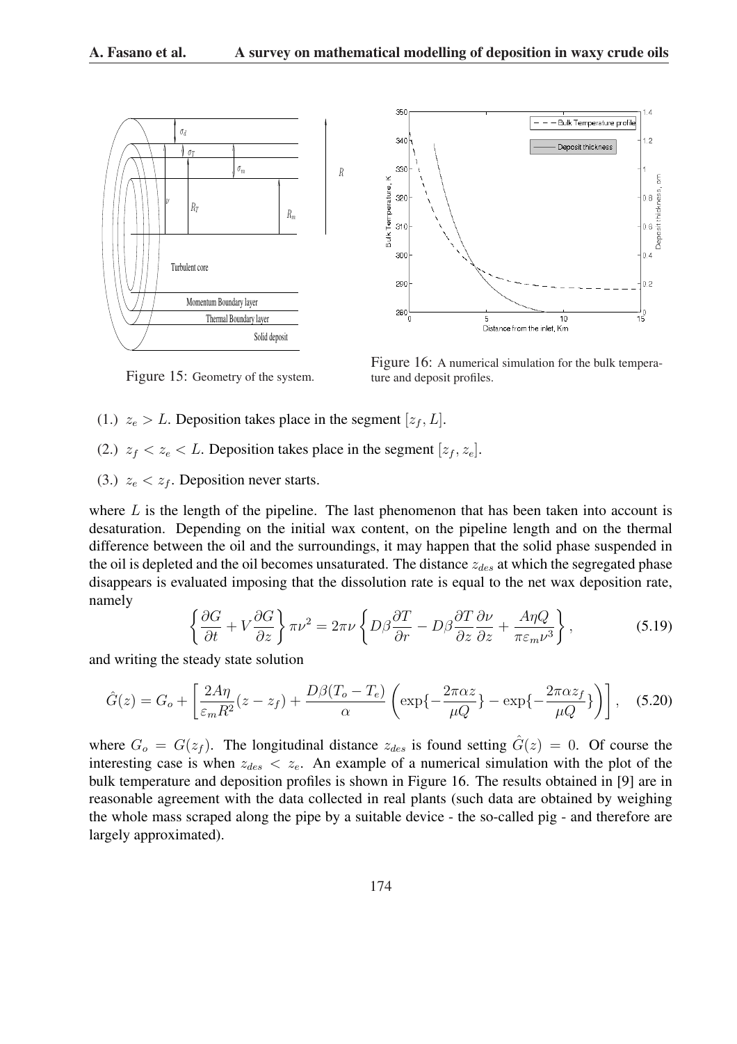Figure 15: Geometry of the system.

Figure 16: A numerical simulation for the bulk temperature and deposit profiles.

(1.) $z_e > L$. Deposition takes place in the segment $[z_f, L]$.

(2.) $z_f < z_e < L$. Deposition takes place in the segment $[z_f, z_e]$.

(3.) $z_e < z_f$. Deposition never starts.

where $L$ is the length of the pipeline. The last phenomenon that has been taken into account is desaturation. Depending on the initial wax content, on the pipeline length and on the thermal difference between the oil and the surroundings, it may happen that the solid phase suspended in the oil is depleted and the oil becomes unsaturated. The distance $z_{des}$ at which the segregated phase disappears is evaluated imposing that the dissolution rate is equal to the net wax deposition rate, namely

$$\left\{ \frac{\partial G}{\partial t} + V \frac{\partial G}{\partial z} \right\} \pi \nu^2 = 2\pi\nu \left\{ D\beta \frac{\partial T}{\partial r} - D\beta \frac{\partial T}{\partial z} \frac{\partial \nu}{\partial z} + \frac{A\eta Q}{\pi \varepsilon_m \nu^3} \right\}, \tag{5.19}$$

and writing the steady state solution

$$\hat{G}(z) = G_o + \left[ \frac{2A\eta}{\varepsilon_m R^2}(z - z_f) + \frac{D\beta(T_o - T_e)}{\alpha} \left( \exp\{-\frac{2\pi\alpha z}{\mu Q}\} - \exp\{-\frac{2\pi\alpha z_f}{\mu Q}\} \right) \right], \tag{5.20}$$

where $G_o = G(z_f)$. The longitudinal distance $z_{des}$ is found setting $\hat{G}(z) = 0$. Of course the interesting case is when $z_{des} < z_e$. An example of a numerical simulation with the plot of the bulk temperature and deposition profiles is shown in Figure 16. The results obtained in [9] are in reasonable agreement with the data collected in real plants (such data are obtained by weighing the whole mass scraped along the pipe by a suitable device - the so-called pig - and therefore are largely approximated).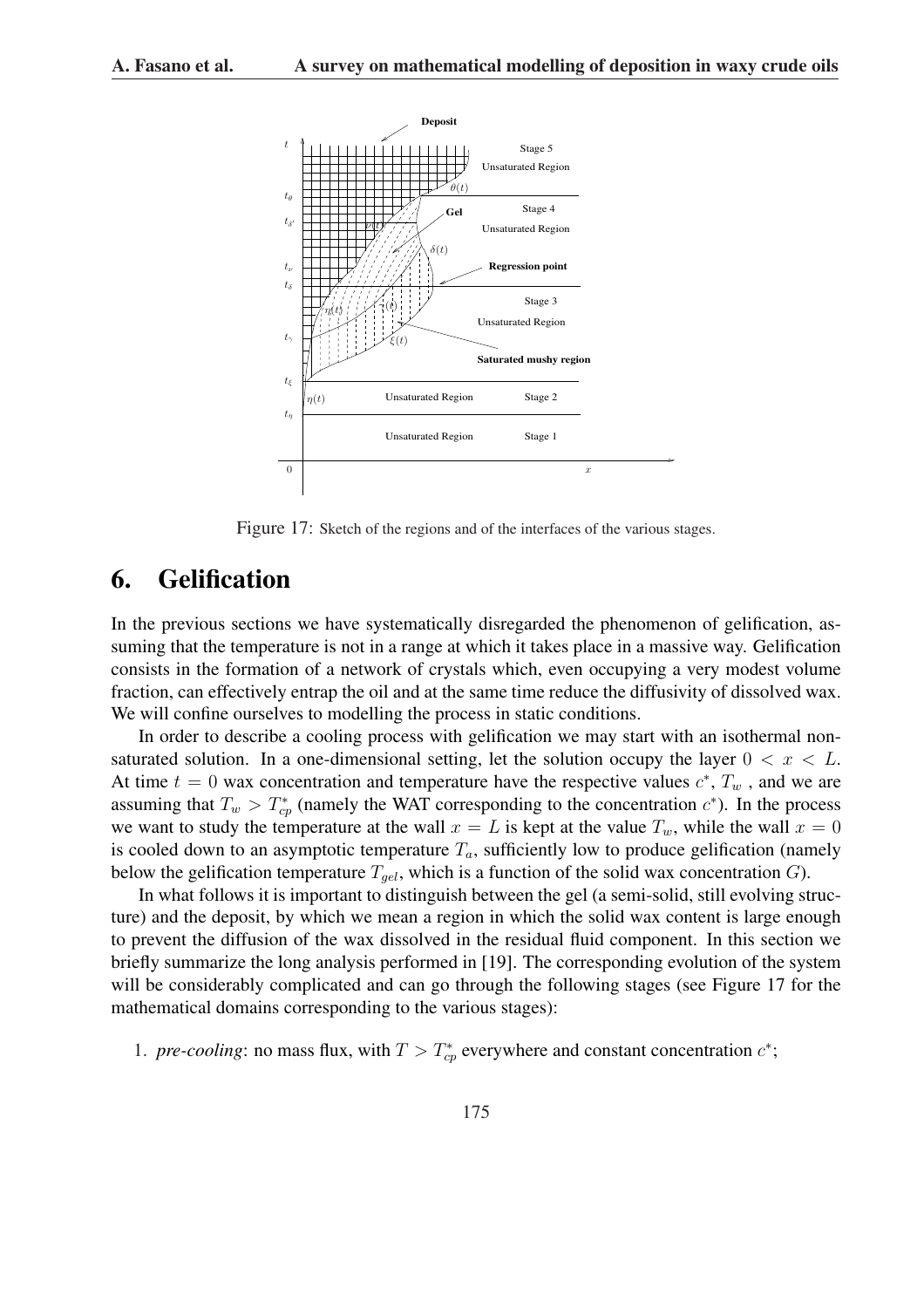Figure 17: Sketch of the regions and of the interfaces of the various stages.

## 6. Gelification

In the previous sections we have systematically disregarded the phenomenon of gelification, assuming that the temperature is not in a range at which it takes place in a massive way. Gelification consists in the formation of a network of crystals which, even occupying a very modest volume fraction, can effectively entrap the oil and at the same time reduce the diffusivity of dissolved wax. We will confine ourselves to modelling the process in static conditions.

In order to describe a cooling process with gelification we may start with an isothermal non-saturated solution. In a one-dimensional setting, let the solution occupy the layer $0 < x < L$. At time $t = 0$ wax concentration and temperature have the respective values $c^*$, $T_w$ , and we are assuming that $T_w > T^*_{cp}$ (namely the WAT corresponding to the concentration $c^*$). In the process we want to study the temperature at the wall $x = L$ is kept at the value $T_w$, while the wall $x = 0$ is cooled down to an asymptotic temperature $T_a$, sufficiently low to produce gelification (namely below the gelification temperature $T_{gel}$, which is a function of the solid wax concentration $G$).

In what follows it is important to distinguish between the gel (a semi-solid, still evolving structure) and the deposit, by which we mean a region in which the solid wax content is large enough to prevent the diffusion of the wax dissolved in the residual fluid component. In this section we briefly summarize the long analysis performed in [19]. The corresponding evolution of the system will be considerably complicated and can go through the following stages (see Figure 17 for the mathematical domains corresponding to the various stages):

1. *pre-cooling*: no mass flux, with $T > T^*_{cp}$ everywhere and constant concentration $c^*$;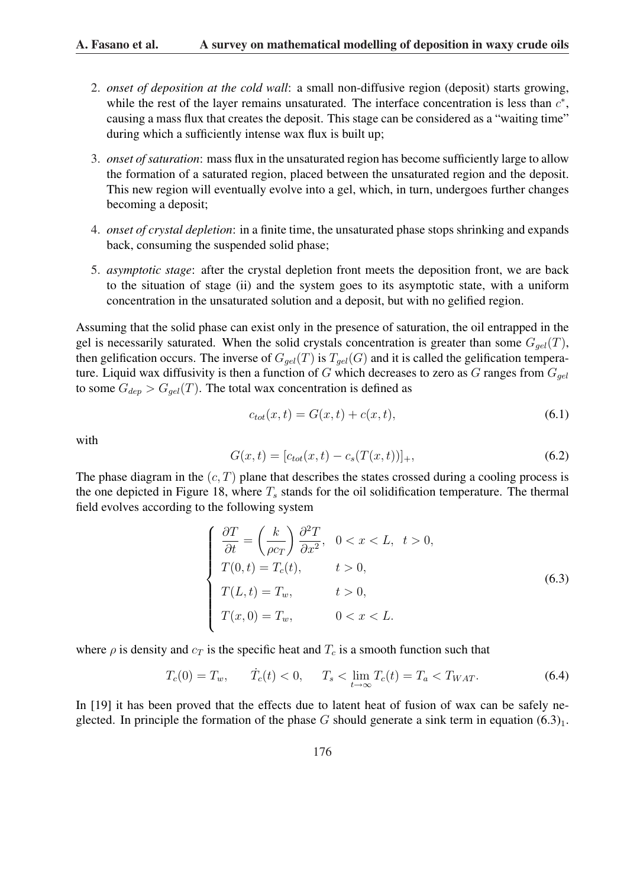2. *onset of deposition at the cold wall*: a small non-diffusive region (deposit) starts growing, while the rest of the layer remains unsaturated. The interface concentration is less than $c^*$, causing a mass flux that creates the deposit. This stage can be considered as a "waiting time" during which a sufficiently intense wax flux is built up;
3. *onset of saturation*: mass flux in the unsaturated region has become sufficiently large to allow the formation of a saturated region, placed between the unsaturated region and the deposit. This new region will eventually evolve into a gel, which, in turn, undergoes further changes becoming a deposit;
4. *onset of crystal depletion*: in a finite time, the unsaturated phase stops shrinking and expands back, consuming the suspended solid phase;
5. *asymptotic stage*: after the crystal depletion front meets the deposition front, we are back to the situation of stage (ii) and the system goes to its asymptotic state, with a uniform concentration in the unsaturated solution and a deposit, but with no gelified region.

Assuming that the solid phase can exist only in the presence of saturation, the oil entrapped in the gel is necessarily saturated. When the solid crystals concentration is greater than some $G_{gel}(T)$, then gelification occurs. The inverse of $G_{gel}(T)$ is $T_{gel}(G)$ and it is called the gelification temperature. Liquid wax diffusivity is then a function of $G$ which decreases to zero as $G$ ranges from $G_{gel}$ to some $G_{dep} > G_{gel}(T)$. The total wax concentration is defined as

$$c_{tot}(x,t) = G(x,t) + c(x,t), \tag{6.1}$$

with

$$G(x,t) = [c_{tot}(x,t) - c_s(T(x,t))]_+, \tag{6.2}$$

The phase diagram in the $(c,T)$ plane that describes the states crossed during a cooling process is the one depicted in Figure 18, where $T_s$ stands for the oil solidification temperature. The thermal field evolves according to the following system

$$\begin{cases} \dfrac{\partial T}{\partial t} = \left(\dfrac{k}{\rho c_T}\right)\dfrac{\partial^2 T}{\partial x^2}, & 0 < x < L, \ \ t > 0, \\ T(0,t) = T_c(t), & t > 0, \\ T(L,t) = T_w, & t > 0, \\ T(x,0) = T_w, & 0 < x < L. \end{cases} \tag{6.3}$$

where $\rho$ is density and $c_T$ is the specific heat and $T_c$ is a smooth function such that

$$T_c(0) = T_w, \qquad \dot{T}_c(t) < 0, \qquad T_s < \lim_{t\to\infty} T_c(t) = T_a < T_{WAT}. \tag{6.4}$$

In [19] it has been proved that the effects due to latent heat of fusion of wax can be safely neglected. In principle the formation of the phase $G$ should generate a sink term in equation $(6.3)_1$.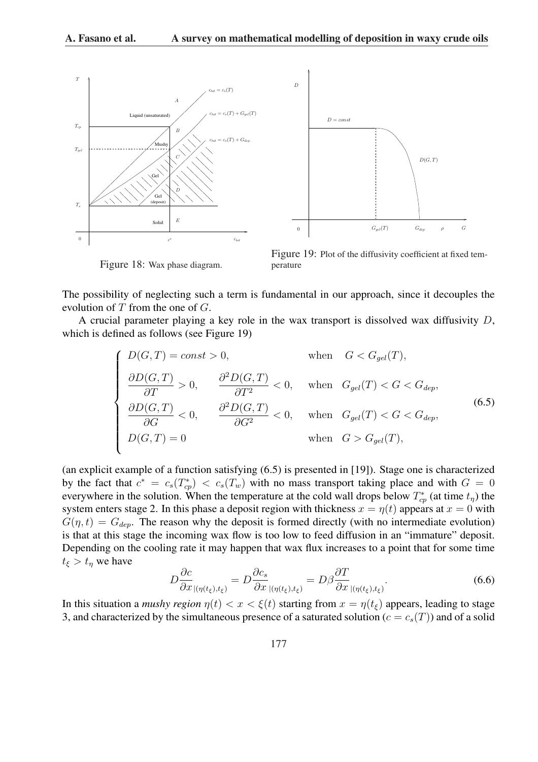Figure 18: Wax phase diagram.

Figure 19: Plot of the diffusivity coefficient at fixed temperature

The possibility of neglecting such a term is fundamental in our approach, since it decouples the evolution of $T$ from the one of $G$.

A crucial parameter playing a key role in the wax transport is dissolved wax diffusivity $D$, which is defined as follows (see Figure 19)

$$
\begin{cases}
D(G,T) = const > 0, & \text{when} \quad G < G_{gel}(T), \\
\dfrac{\partial D(G,T)}{\partial T} > 0, \qquad \dfrac{\partial^2 D(G,T)}{\partial T^2} < 0, & \text{when} \quad G_{gel}(T) < G < G_{dep}, \\
\dfrac{\partial D(G,T)}{\partial G} < 0, \qquad \dfrac{\partial^2 D(G,T)}{\partial G^2} < 0, & \text{when} \quad G_{gel}(T) < G < G_{dep}, \\
D(G,T) = 0 & \text{when} \quad G > G_{gel}(T),
\end{cases}
\tag{6.5}
$$

(an explicit example of a function satisfying (6.5) is presented in [19]). Stage one is characterized by the fact that $c^* = c_s(T^*_{cp}) < c_s(T_w)$ with no mass transport taking place and with $G = 0$ everywhere in the solution. When the temperature at the cold wall drops below $T^*_{cp}$ (at time $t_\eta$) the system enters stage 2. In this phase a deposit region with thickness $x = \eta(t)$ appears at $x = 0$ with $G(\eta, t) = G_{dep}$. The reason why the deposit is formed directly (with no intermediate evolution) is that at this stage the incoming wax flow is too low to feed diffusion in an "immature" deposit. Depending on the cooling rate it may happen that wax flux increases to a point that for some time $t_\xi > t_\eta$ we have

$$
D\frac{\partial c}{\partial x}_{|(\eta(t_\xi),t_\xi)} = D\frac{\partial c_s}{\partial x}_{|(\eta(t_\xi),t_\xi)} = D\beta\frac{\partial T}{\partial x}_{|(\eta(t_\xi),t_\xi)}. \tag{6.6}
$$

In this situation a *mushy region* $\eta(t) < x < \xi(t)$ starting from $x = \eta(t_\xi)$ appears, leading to stage 3, and characterized by the simultaneous presence of a saturated solution ($c = c_s(T)$) and of a solid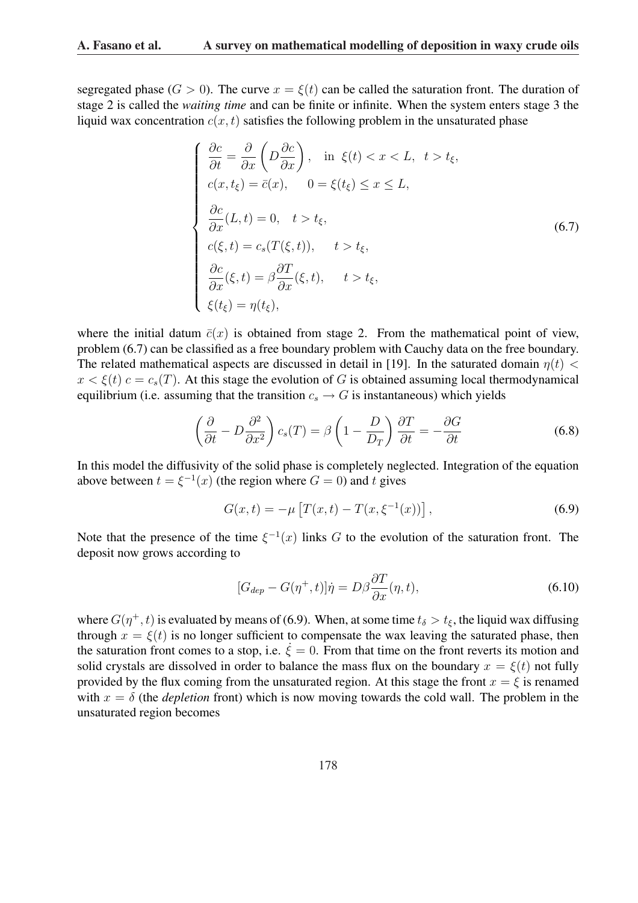segregated phase ($G > 0$). The curve $x = \xi(t)$ can be called the saturation front. The duration of stage 2 is called the *waiting time* and can be finite or infinite. When the system enters stage 3 the liquid wax concentration $c(x,t)$ satisfies the following problem in the unsaturated phase

$$
\begin{cases}
\dfrac{\partial c}{\partial t} = \dfrac{\partial}{\partial x}\left(D\dfrac{\partial c}{\partial x}\right), \quad \text{in } \xi(t) < x < L, \ \ t > t_\xi, \\
c(x, t_\xi) = \bar{c}(x), \qquad 0 = \xi(t_\xi) \leq x \leq L, \\
\dfrac{\partial c}{\partial x}(L, t) = 0, \quad t > t_\xi, \\
c(\xi, t) = c_s(T(\xi, t)), \qquad t > t_\xi, \\
\dfrac{\partial c}{\partial x}(\xi, t) = \beta \dfrac{\partial T}{\partial x}(\xi, t), \qquad t > t_\xi, \\
\xi(t_\xi) = \eta(t_\xi),
\end{cases}
\tag{6.7}
$$

where the initial datum $\bar{c}(x)$ is obtained from stage 2. From the mathematical point of view, problem (6.7) can be classified as a free boundary problem with Cauchy data on the free boundary. The related mathematical aspects are discussed in detail in [19]. In the saturated domain $\eta(t) < x < \xi(t)$ $c = c_s(T)$. At this stage the evolution of $G$ is obtained assuming local thermodynamical equilibrium (i.e. assuming that the transition $c_s \to G$ is instantaneous) which yields

$$
\left(\frac{\partial}{\partial t} - D\frac{\partial^2}{\partial x^2}\right) c_s(T) = \beta\left(1 - \frac{D}{D_T}\right)\frac{\partial T}{\partial t} = -\frac{\partial G}{\partial t} \tag{6.8}
$$

In this model the diffusivity of the solid phase is completely neglected. Integration of the equation above between $t = \xi^{-1}(x)$ (the region where $G = 0$) and $t$ gives

$$
G(x,t) = -\mu\left[T(x,t) - T(x, \xi^{-1}(x))\right], \tag{6.9}
$$

Note that the presence of the time $\xi^{-1}(x)$ links $G$ to the evolution of the saturation front. The deposit now grows according to

$$
[G_{dep} - G(\eta^+, t)]\dot{\eta} = D\beta\frac{\partial T}{\partial x}(\eta, t), \tag{6.10}
$$

where $G(\eta^+, t)$ is evaluated by means of (6.9). When, at some time $t_\delta > t_\xi$, the liquid wax diffusing through $x = \xi(t)$ is no longer sufficient to compensate the wax leaving the saturated phase, then the saturation front comes to a stop, i.e. $\dot{\xi} = 0$. From that time on the front reverts its motion and solid crystals are dissolved in order to balance the mass flux on the boundary $x = \xi(t)$ not fully provided by the flux coming from the unsaturated region. At this stage the front $x = \xi$ is renamed with $x = \delta$ (the *depletion* front) which is now moving towards the cold wall. The problem in the unsaturated region becomes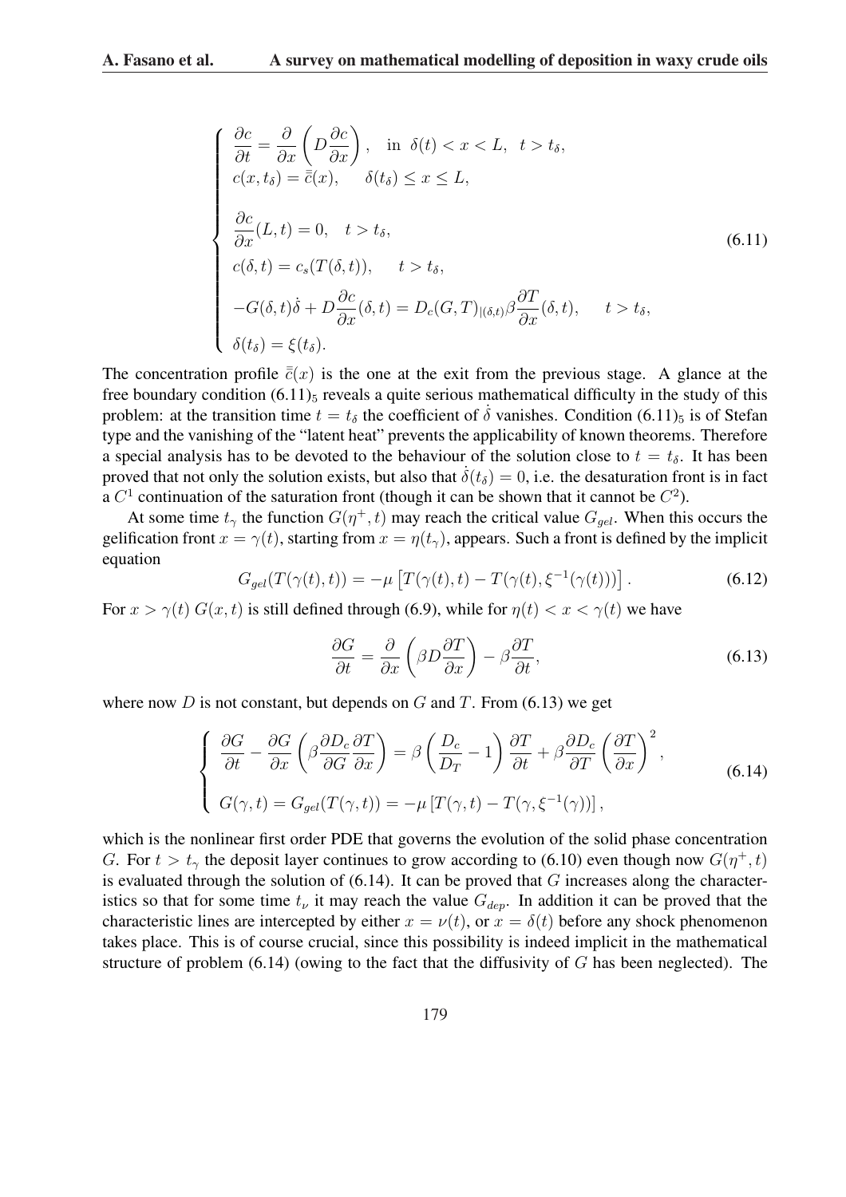$$
\begin{cases}
\dfrac{\partial c}{\partial t} = \dfrac{\partial}{\partial x}\left(D\dfrac{\partial c}{\partial x}\right), \quad \text{in } \delta(t) < x < L, \ \ t > t_\delta, \\
c(x, t_\delta) = \bar{\bar{c}}(x), \qquad \delta(t_\delta) \le x \le L, \\
\dfrac{\partial c}{\partial x}(L, t) = 0, \quad t > t_\delta, \\
c(\delta, t) = c_s(T(\delta, t)), \qquad t > t_\delta, \\
-G(\delta, t)\dot{\delta} + D\dfrac{\partial c}{\partial x}(\delta, t) = D_c(G, T)_{|(\delta,t)}\beta\dfrac{\partial T}{\partial x}(\delta, t), \qquad t > t_\delta, \\
\delta(t_\delta) = \xi(t_\delta).
\end{cases}
\tag{6.11}
$$

The concentration profile $\bar{\bar{c}}(x)$ is the one at the exit from the previous stage. A glance at the free boundary condition $(6.11)_5$ reveals a quite serious mathematical difficulty in the study of this problem: at the transition time $t = t_\delta$ the coefficient of $\dot{\delta}$ vanishes. Condition $(6.11)_5$ is of Stefan type and the vanishing of the "latent heat" prevents the applicability of known theorems. Therefore a special analysis has to be devoted to the behaviour of the solution close to $t = t_\delta$. It has been proved that not only the solution exists, but also that $\dot{\delta}(t_\delta) = 0$, i.e. the desaturation front is in fact a $C^1$ continuation of the saturation front (though it can be shown that it cannot be $C^2$).

At some time $t_\gamma$ the function $G(\eta^+, t)$ may reach the critical value $G_{gel}$. When this occurs the gelification front $x = \gamma(t)$, starting from $x = \eta(t_\gamma)$, appears. Such a front is defined by the implicit equation

$$
G_{gel}(T(\gamma(t), t)) = -\mu\left[T(\gamma(t), t) - T(\gamma(t), \xi^{-1}(\gamma(t)))\right]. \tag{6.12}
$$

For $x > \gamma(t)$ $G(x, t)$ is still defined through (6.9), while for $\eta(t) < x < \gamma(t)$ we have

$$
\frac{\partial G}{\partial t} = \frac{\partial}{\partial x}\left(\beta D\frac{\partial T}{\partial x}\right) - \beta\frac{\partial T}{\partial t}, \tag{6.13}
$$

where now $D$ is not constant, but depends on $G$ and $T$. From (6.13) we get

$$
\begin{cases}
\dfrac{\partial G}{\partial t} - \dfrac{\partial G}{\partial x}\left(\beta\dfrac{\partial D_c}{\partial G}\dfrac{\partial T}{\partial x}\right) = \beta\left(\dfrac{D_c}{D_T} - 1\right)\dfrac{\partial T}{\partial t} + \beta\dfrac{\partial D_c}{\partial T}\left(\dfrac{\partial T}{\partial x}\right)^2, \\
G(\gamma, t) = G_{gel}(T(\gamma, t)) = -\mu\left[T(\gamma, t) - T(\gamma, \xi^{-1}(\gamma))\right],
\end{cases}
\tag{6.14}
$$

which is the nonlinear first order PDE that governs the evolution of the solid phase concentration $G$. For $t > t_\gamma$ the deposit layer continues to grow according to (6.10) even though now $G(\eta^+, t)$ is evaluated through the solution of (6.14). It can be proved that $G$ increases along the characteristics so that for some time $t_\nu$ it may reach the value $G_{dep}$. In addition it can be proved that the characteristic lines are intercepted by either $x = \nu(t)$, or $x = \delta(t)$ before any shock phenomenon takes place. This is of course crucial, since this possibility is indeed implicit in the mathematical structure of problem (6.14) (owing to the fact that the diffusivity of $G$ has been neglected). The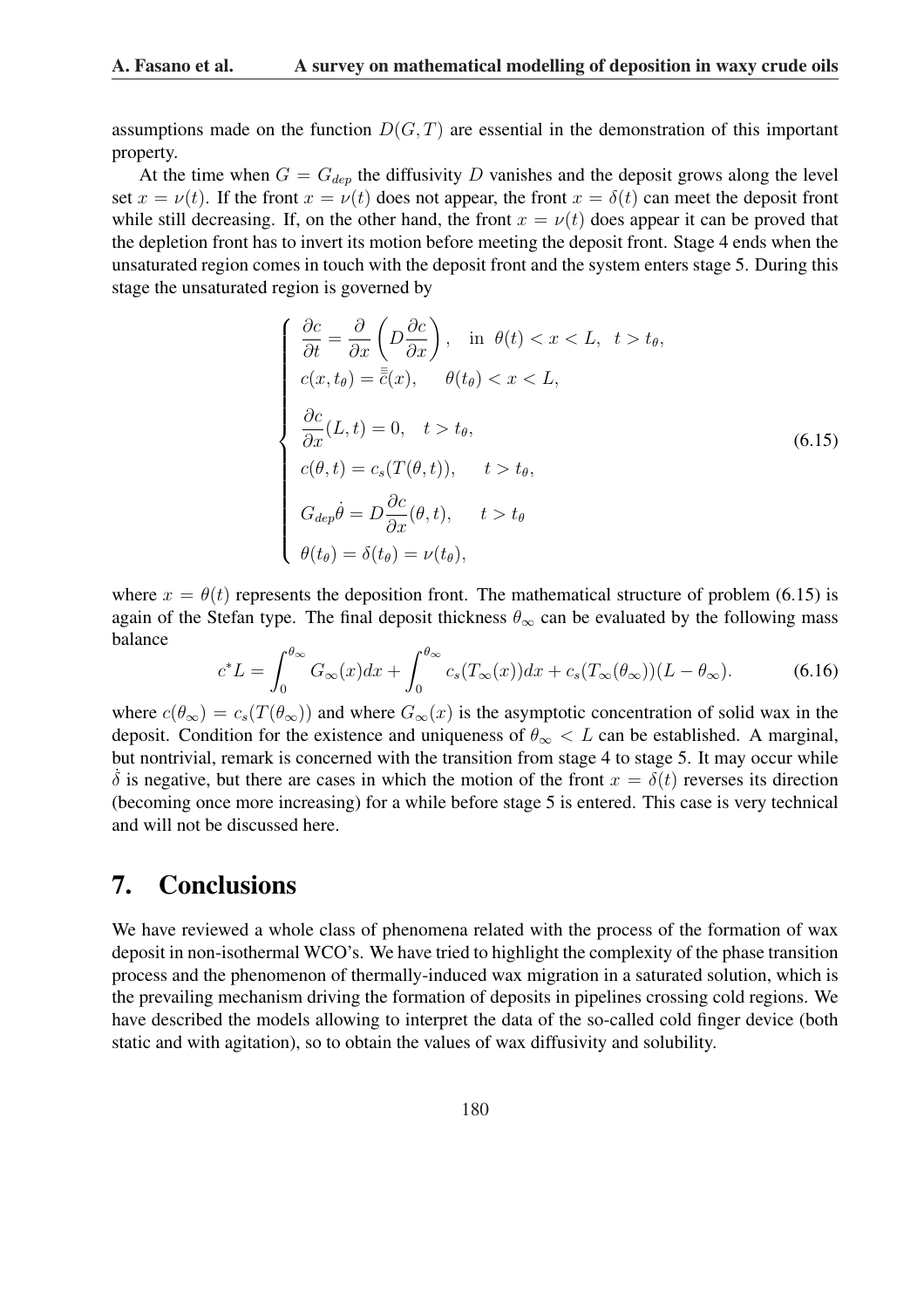assumptions made on the function $D(G,T)$ are essential in the demonstration of this important property.

At the time when $G = G_{dep}$ the diffusivity $D$ vanishes and the deposit grows along the level set $x = \nu(t)$. If the front $x = \nu(t)$ does not appear, the front $x = \delta(t)$ can meet the deposit front while still decreasing. If, on the other hand, the front $x = \nu(t)$ does appear it can be proved that the depletion front has to invert its motion before meeting the deposit front. Stage 4 ends when the unsaturated region comes in touch with the deposit front and the system enters stage 5. During this stage the unsaturated region is governed by

$$
\begin{cases}
\dfrac{\partial c}{\partial t} = \dfrac{\partial}{\partial x}\left(D\dfrac{\partial c}{\partial x}\right), \quad \text{in } \theta(t) < x < L, \;\; t > t_\theta, \\
c(x,t_\theta) = \bar{\bar{c}}(x), \qquad \theta(t_\theta) < x < L, \\
\dfrac{\partial c}{\partial x}(L,t) = 0, \quad t > t_\theta, \\
c(\theta,t) = c_s(T(\theta,t)), \qquad t > t_\theta, \\
G_{dep}\dot{\theta} = D\dfrac{\partial c}{\partial x}(\theta,t), \qquad t > t_\theta \\
\theta(t_\theta) = \delta(t_\theta) = \nu(t_\theta),
\end{cases}
\tag{6.15}
$$

where $x = \theta(t)$ represents the deposition front. The mathematical structure of problem (6.15) is again of the Stefan type. The final deposit thickness $\theta_\infty$ can be evaluated by the following mass balance

$$
c^* L = \int_0^{\theta_\infty} G_\infty(x)dx + \int_0^{\theta_\infty} c_s(T_\infty(x))dx + c_s(T_\infty(\theta_\infty))(L - \theta_\infty). \tag{6.16}
$$

where $c(\theta_\infty) = c_s(T(\theta_\infty))$ and where $G_\infty(x)$ is the asymptotic concentration of solid wax in the deposit. Condition for the existence and uniqueness of $\theta_\infty < L$ can be established. A marginal, but nontrivial, remark is concerned with the transition from stage 4 to stage 5. It may occur while $\dot{\delta}$ is negative, but there are cases in which the motion of the front $x = \delta(t)$ reverses its direction (becoming once more increasing) for a while before stage 5 is entered. This case is very technical and will not be discussed here.

## 7. Conclusions

We have reviewed a whole class of phenomena related with the process of the formation of wax deposit in non-isothermal WCO's. We have tried to highlight the complexity of the phase transition process and the phenomenon of thermally-induced wax migration in a saturated solution, which is the prevailing mechanism driving the formation of deposits in pipelines crossing cold regions. We have described the models allowing to interpret the data of the so-called cold finger device (both static and with agitation), so to obtain the values of wax diffusivity and solubility.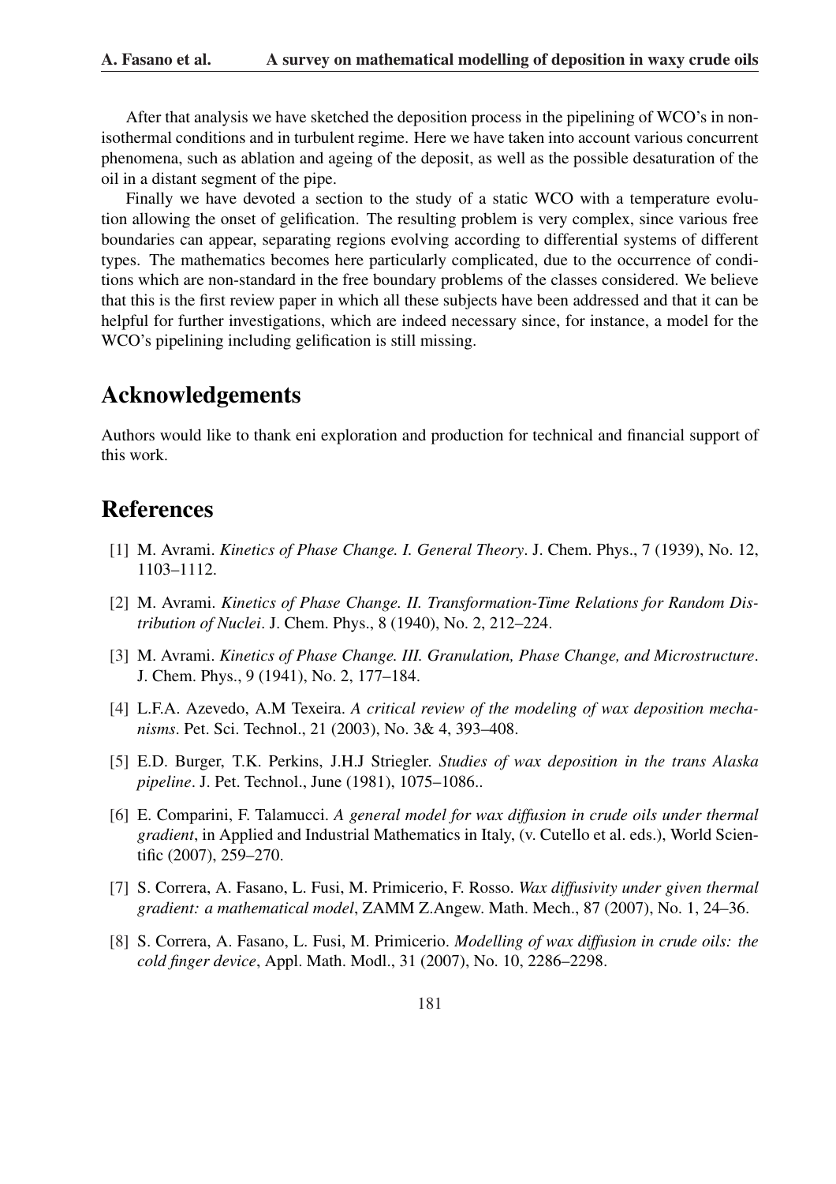After that analysis we have sketched the deposition process in the pipelining of WCO's in non-isothermal conditions and in turbulent regime. Here we have taken into account various concurrent phenomena, such as ablation and ageing of the deposit, as well as the possible desaturation of the oil in a distant segment of the pipe.

Finally we have devoted a section to the study of a static WCO with a temperature evolution allowing the onset of gelification. The resulting problem is very complex, since various free boundaries can appear, separating regions evolving according to differential systems of different types. The mathematics becomes here particularly complicated, due to the occurrence of conditions which are non-standard in the free boundary problems of the classes considered. We believe that this is the first review paper in which all these subjects have been addressed and that it can be helpful for further investigations, which are indeed necessary since, for instance, a model for the WCO's pipelining including gelification is still missing.

## Acknowledgements

Authors would like to thank eni exploration and production for technical and financial support of this work.

## References

[1] M. Avrami. *Kinetics of Phase Change. I. General Theory*. J. Chem. Phys., 7 (1939), No. 12, 1103–1112.

[2] M. Avrami. *Kinetics of Phase Change. II. Transformation-Time Relations for Random Distribution of Nuclei*. J. Chem. Phys., 8 (1940), No. 2, 212–224.

[3] M. Avrami. *Kinetics of Phase Change. III. Granulation, Phase Change, and Microstructure*. J. Chem. Phys., 9 (1941), No. 2, 177–184.

[4] L.F.A. Azevedo, A.M Texeira. *A critical review of the modeling of wax deposition mechanisms*. Pet. Sci. Technol., 21 (2003), No. 3& 4, 393–408.

[5] E.D. Burger, T.K. Perkins, J.H.J Striegler. *Studies of wax deposition in the trans Alaska pipeline*. J. Pet. Technol., June (1981), 1075–1086..

[6] E. Comparini, F. Talamucci. *A general model for wax diffusion in crude oils under thermal gradient*, in Applied and Industrial Mathematics in Italy, (v. Cutello et al. eds.), World Scientific (2007), 259–270.

[7] S. Correra, A. Fasano, L. Fusi, M. Primicerio, F. Rosso. *Wax diffusivity under given thermal gradient: a mathematical model*, ZAMM Z.Angew. Math. Mech., 87 (2007), No. 1, 24–36.

[8] S. Correra, A. Fasano, L. Fusi, M. Primicerio. *Modelling of wax diffusion in crude oils: the cold finger device*, Appl. Math. Modl., 31 (2007), No. 10, 2286–2298.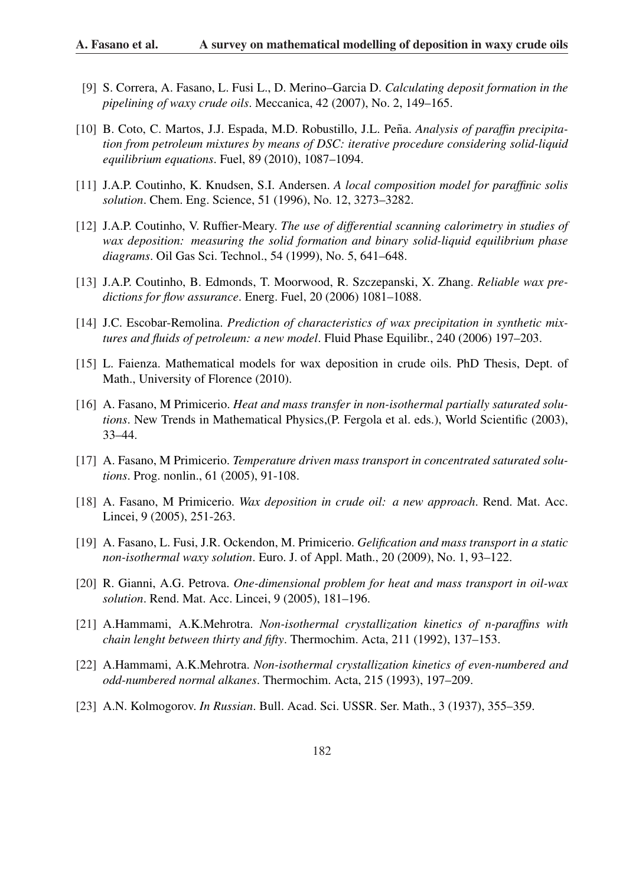[9] S. Correra, A. Fasano, L. Fusi L., D. Merino–Garcia D. *Calculating deposit formation in the pipelining of waxy crude oils*. Meccanica, 42 (2007), No. 2, 149–165.

[10] B. Coto, C. Martos, J.J. Espada, M.D. Robustillo, J.L. Peña. *Analysis of paraffin precipitation from petroleum mixtures by means of DSC: iterative procedure considering solid-liquid equilibrium equations*. Fuel, 89 (2010), 1087–1094.

[11] J.A.P. Coutinho, K. Knudsen, S.I. Andersen. *A local composition model for paraffinic solis solution*. Chem. Eng. Science, 51 (1996), No. 12, 3273–3282.

[12] J.A.P. Coutinho, V. Ruffier-Meary. *The use of differential scanning calorimetry in studies of wax deposition: measuring the solid formation and binary solid-liquid equilibrium phase diagrams*. Oil Gas Sci. Technol., 54 (1999), No. 5, 641–648.

[13] J.A.P. Coutinho, B. Edmonds, T. Moorwood, R. Szczepanski, X. Zhang. *Reliable wax predictions for flow assurance*. Energ. Fuel, 20 (2006) 1081–1088.

[14] J.C. Escobar-Remolina. *Prediction of characteristics of wax precipitation in synthetic mixtures and fluids of petroleum: a new model*. Fluid Phase Equilibr., 240 (2006) 197–203.

[15] L. Faienza. Mathematical models for wax deposition in crude oils. PhD Thesis, Dept. of Math., University of Florence (2010).

[16] A. Fasano, M Primicerio. *Heat and mass transfer in non-isothermal partially saturated solutions*. New Trends in Mathematical Physics,(P. Fergola et al. eds.), World Scientific (2003), 33–44.

[17] A. Fasano, M Primicerio. *Temperature driven mass transport in concentrated saturated solutions*. Prog. nonlin., 61 (2005), 91-108.

[18] A. Fasano, M Primicerio. *Wax deposition in crude oil: a new approach*. Rend. Mat. Acc. Lincei, 9 (2005), 251-263.

[19] A. Fasano, L. Fusi, J.R. Ockendon, M. Primicerio. *Gelification and mass transport in a static non-isothermal waxy solution*. Euro. J. of Appl. Math., 20 (2009), No. 1, 93–122.

[20] R. Gianni, A.G. Petrova. *One-dimensional problem for heat and mass transport in oil-wax solution*. Rend. Mat. Acc. Lincei, 9 (2005), 181–196.

[21] A.Hammami, A.K.Mehrotra. *Non-isothermal crystallization kinetics of n-paraffins with chain lenght between thirty and fifty*. Thermochim. Acta, 211 (1992), 137–153.

[22] A.Hammami, A.K.Mehrotra. *Non-isothermal crystallization kinetics of even-numbered and odd-numbered normal alkanes*. Thermochim. Acta, 215 (1993), 197–209.

[23] A.N. Kolmogorov. *In Russian*. Bull. Acad. Sci. USSR. Ser. Math., 3 (1937), 355–359.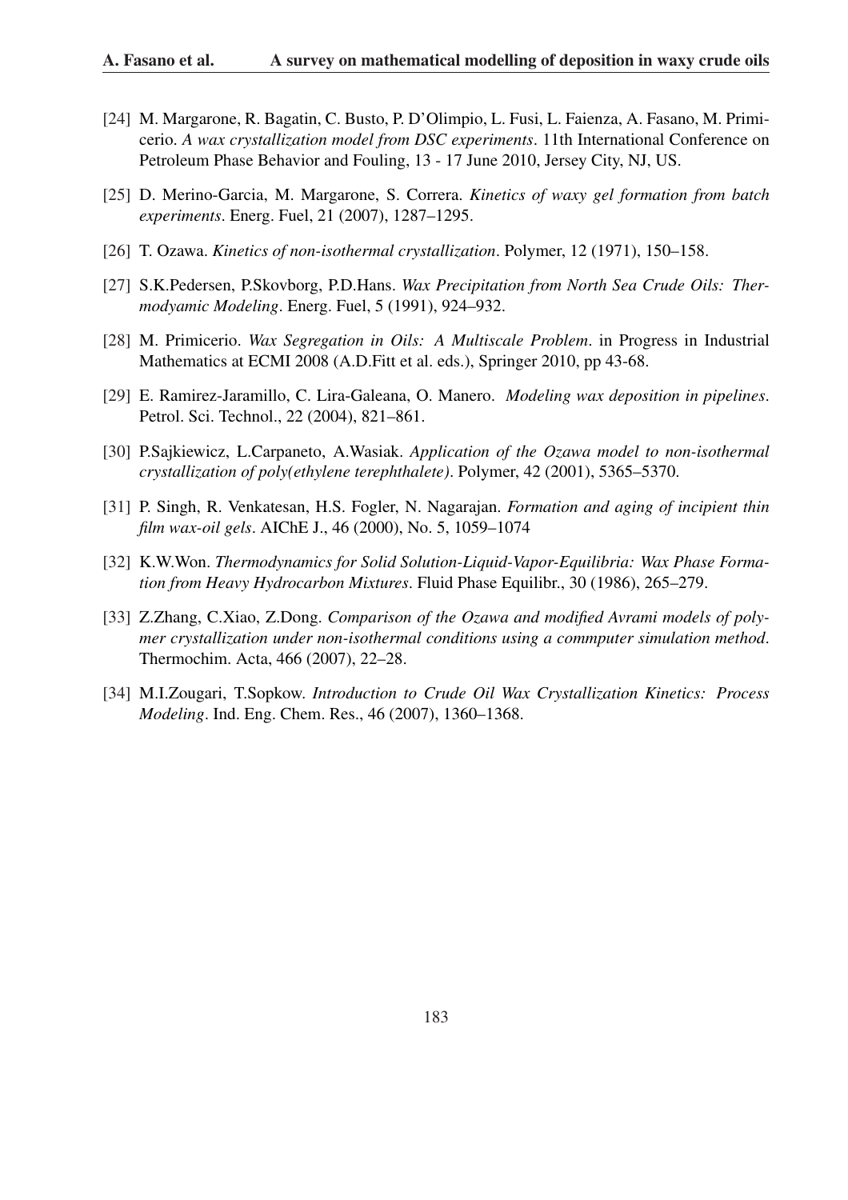[24] M. Margarone, R. Bagatin, C. Busto, P. D'Olimpio, L. Fusi, L. Faienza, A. Fasano, M. Primicerio. *A wax crystallization model from DSC experiments*. 11th International Conference on Petroleum Phase Behavior and Fouling, 13 - 17 June 2010, Jersey City, NJ, US.

[25] D. Merino-Garcia, M. Margarone, S. Correra. *Kinetics of waxy gel formation from batch experiments*. Energ. Fuel, 21 (2007), 1287–1295.

[26] T. Ozawa. *Kinetics of non-isothermal crystallization*. Polymer, 12 (1971), 150–158.

[27] S.K.Pedersen, P.Skovborg, P.D.Hans. *Wax Precipitation from North Sea Crude Oils: Thermodyamic Modeling*. Energ. Fuel, 5 (1991), 924–932.

[28] M. Primicerio. *Wax Segregation in Oils: A Multiscale Problem*. in Progress in Industrial Mathematics at ECMI 2008 (A.D.Fitt et al. eds.), Springer 2010, pp 43-68.

[29] E. Ramirez-Jaramillo, C. Lira-Galeana, O. Manero. *Modeling wax deposition in pipelines*. Petrol. Sci. Technol., 22 (2004), 821–861.

[30] P.Sajkiewicz, L.Carpaneto, A.Wasiak. *Application of the Ozawa model to non-isothermal crystallization of poly(ethylene terephthalete)*. Polymer, 42 (2001), 5365–5370.

[31] P. Singh, R. Venkatesan, H.S. Fogler, N. Nagarajan. *Formation and aging of incipient thin film wax-oil gels*. AIChE J., 46 (2000), No. 5, 1059–1074

[32] K.W.Won. *Thermodynamics for Solid Solution-Liquid-Vapor-Equilibria: Wax Phase Formation from Heavy Hydrocarbon Mixtures*. Fluid Phase Equilibr., 30 (1986), 265–279.

[33] Z.Zhang, C.Xiao, Z.Dong. *Comparison of the Ozawa and modified Avrami models of polymer crystallization under non-isothermal conditions using a commputer simulation method*. Thermochim. Acta, 466 (2007), 22–28.

[34] M.I.Zougari, T.Sopkow. *Introduction to Crude Oil Wax Crystallization Kinetics: Process Modeling*. Ind. Eng. Chem. Res., 46 (2007), 1360–1368.